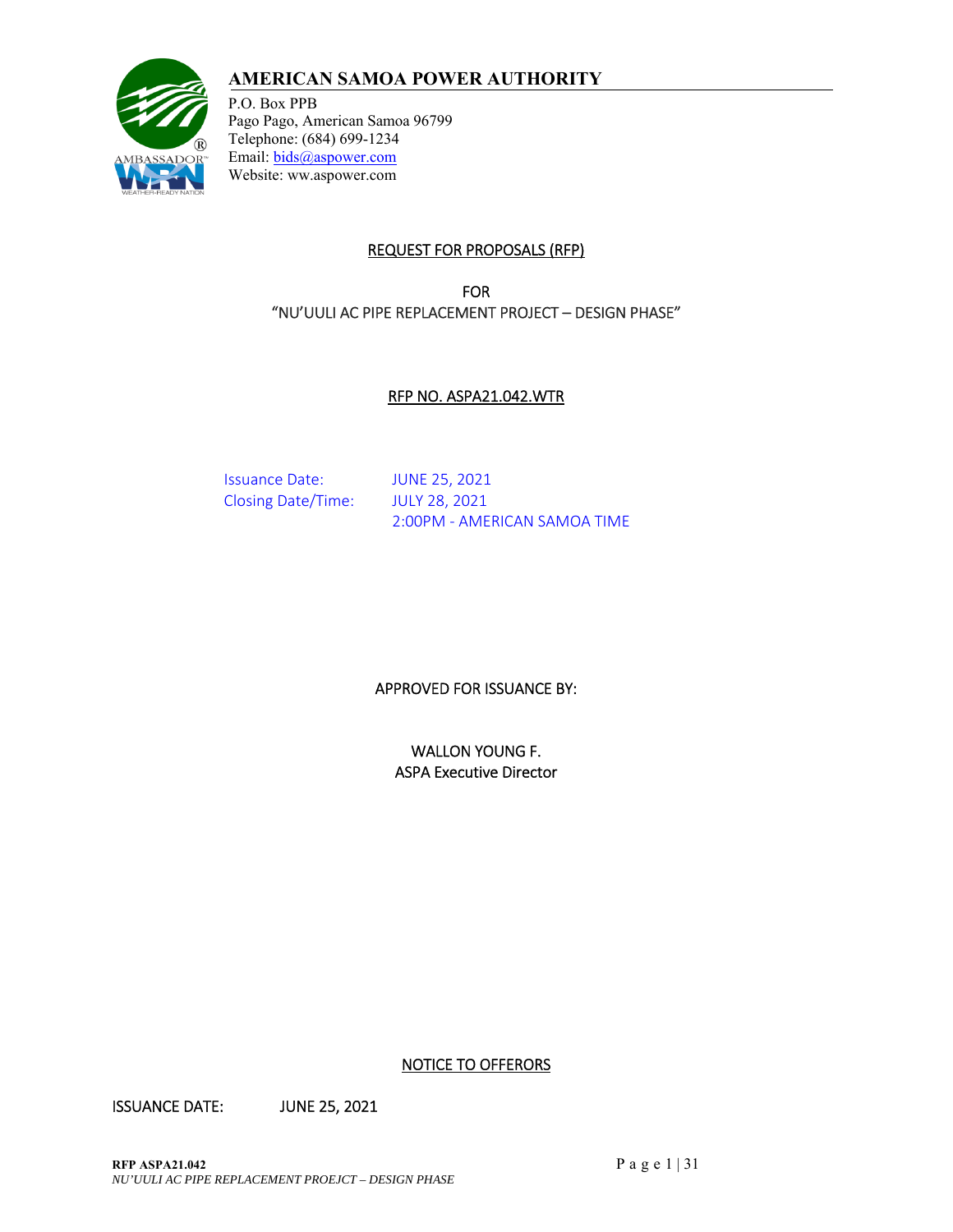# AMERICAN SAMOA POWER AUTHORITY

P.O. Box PPB
Pago Pago, American Samoa 96799
Telephone: (684) 699-1234
Email: bids@aspower.com
Website: ww.aspower.com

## REQUEST FOR PROPOSALS (RFP)

FOR
"NU'UULI AC PIPE REPLACEMENT PROJECT – DESIGN PHASE"

## RFP NO. ASPA21.042.WTR

| | |
|---|---|
| Issuance Date: | JUNE 25, 2021 |
| Closing Date/Time: | JULY 28, 2021 |
| | 2:00PM - AMERICAN SAMOA TIME |

APPROVED FOR ISSUANCE BY:

WALLON YOUNG F.
ASPA Executive Director

## NOTICE TO OFFERORS

ISSUANCE DATE: JUNE 25, 2021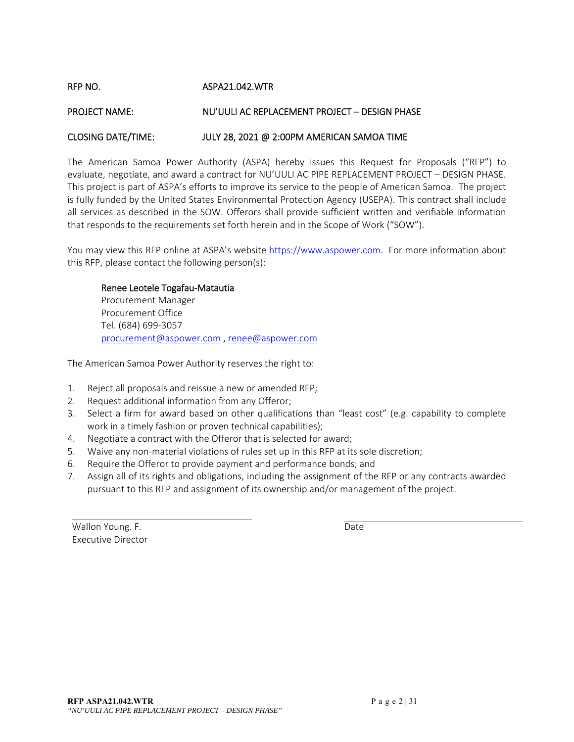RFP NO. ASPA21.042.WTR

PROJECT NAME: NU'UULI AC REPLACEMENT PROJECT – DESIGN PHASE

CLOSING DATE/TIME: JULY 28, 2021 @ 2:00PM AMERICAN SAMOA TIME

The American Samoa Power Authority (ASPA) hereby issues this Request for Proposals ("RFP") to evaluate, negotiate, and award a contract for NU'UULI AC PIPE REPLACEMENT PROJECT – DESIGN PHASE. This project is part of ASPA's efforts to improve its service to the people of American Samoa. The project is fully funded by the United States Environmental Protection Agency (USEPA). This contract shall include all services as described in the SOW. Offerors shall provide sufficient written and verifiable information that responds to the requirements set forth herein and in the Scope of Work ("SOW").

You may view this RFP online at ASPA's website https://www.aspower.com. For more information about this RFP, please contact the following person(s):

Renee Leotele Togafau-Matautia
Procurement Manager
Procurement Office
Tel. (684) 699-3057
procurement@aspower.com , renee@aspower.com

The American Samoa Power Authority reserves the right to:

1. Reject all proposals and reissue a new or amended RFP;
2. Request additional information from any Offeror;
3. Select a firm for award based on other qualifications than "least cost" (e.g. capability to complete work in a timely fashion or proven technical capabilities);
4. Negotiate a contract with the Offeror that is selected for award;
5. Waive any non-material violations of rules set up in this RFP at its sole discretion;
6. Require the Offeror to provide payment and performance bonds; and
7. Assign all of its rights and obligations, including the assignment of the RFP or any contracts awarded pursuant to this RFP and assignment of its ownership and/or management of the project.

______________________________
Wallon Young. F.
Executive Director

______________________________
Date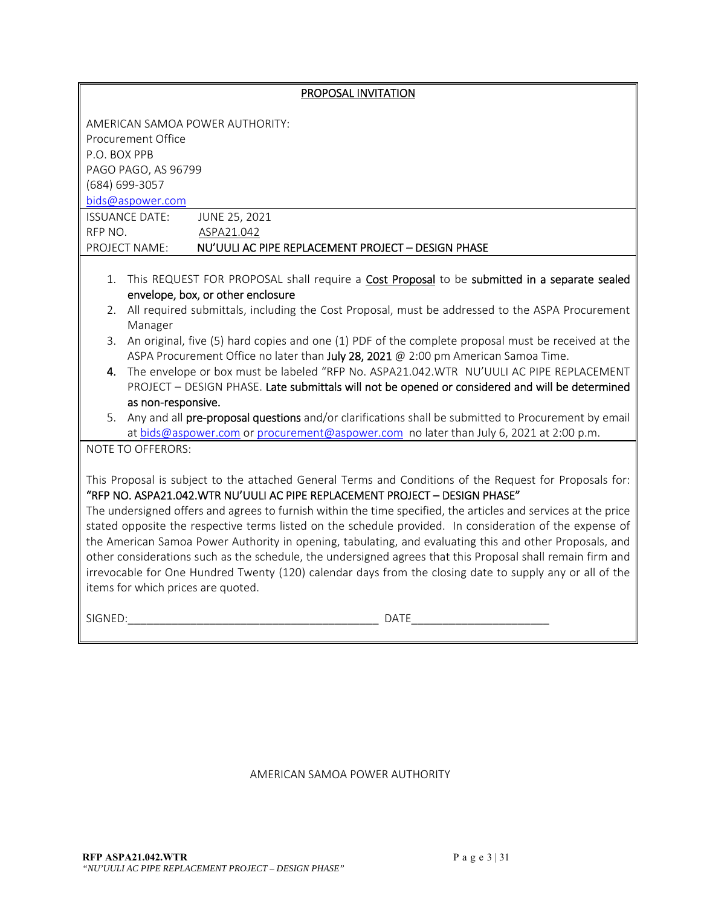## PROPOSAL INVITATION

AMERICAN SAMOA POWER AUTHORITY:
Procurement Office
P.O. BOX PPB
PAGO PAGO, AS 96799
(684) 699-3057
bids@aspower.com

| | |
|---|---|
| ISSUANCE DATE: | JUNE 25, 2021 |
| RFP NO. | ASPA21.042 |
| PROJECT NAME: | **NU'UULI AC PIPE REPLACEMENT PROJECT – DESIGN PHASE** |

1. This REQUEST FOR PROPOSAL shall require a **Cost Proposal** to be **submitted in a separate sealed envelope, box, or other enclosure**
2. All required submittals, including the Cost Proposal, must be addressed to the ASPA Procurement Manager
3. An original, five (5) hard copies and one (1) PDF of the complete proposal must be received at the ASPA Procurement Office no later than **July 28, 2021** @ 2:00 pm American Samoa Time.
4. The envelope or box must be labeled "RFP No. ASPA21.042.WTR NU'UULI AC PIPE REPLACEMENT PROJECT – DESIGN PHASE. **Late submittals will not be opened or considered and will be determined as non-responsive.**
5. Any and all **pre-proposal questions** and/or clarifications shall be submitted to Procurement by email at bids@aspower.com or procurement@aspower.com no later than July 6, 2021 at 2:00 p.m.

NOTE TO OFFERORS:

This Proposal is subject to the attached General Terms and Conditions of the Request for Proposals for: **"RFP NO. ASPA21.042.WTR NU'UULI AC PIPE REPLACEMENT PROJECT – DESIGN PHASE"**
The undersigned offers and agrees to furnish within the time specified, the articles and services at the price stated opposite the respective terms listed on the schedule provided. In consideration of the expense of the American Samoa Power Authority in opening, tabulating, and evaluating this and other Proposals, and other considerations such as the schedule, the undersigned agrees that this Proposal shall remain firm and irrevocable for One Hundred Twenty (120) calendar days from the closing date to supply any or all of the items for which prices are quoted.

SIGNED:_______________________________________ DATE_____________________

AMERICAN SAMOA POWER AUTHORITY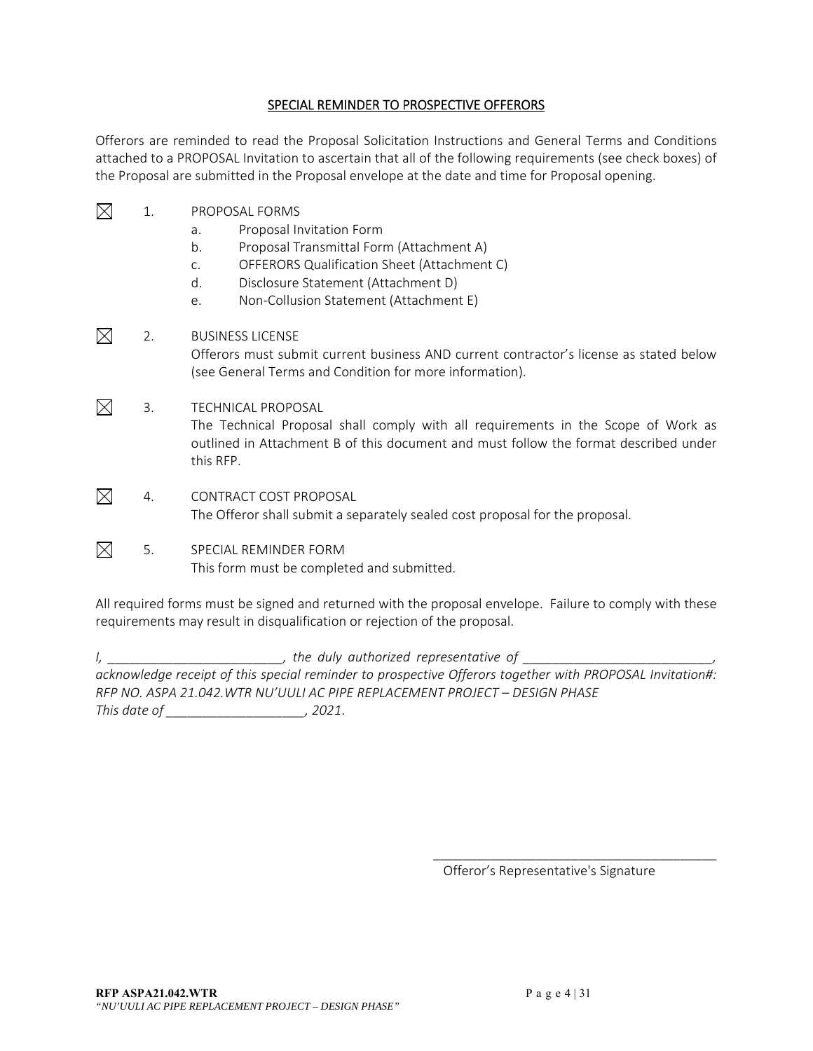## SPECIAL REMINDER TO PROSPECTIVE OFFERORS

Offerors are reminded to read the Proposal Solicitation Instructions and General Terms and Conditions attached to a PROPOSAL Invitation to ascertain that all of the following requirements (see check boxes) of the Proposal are submitted in the Proposal envelope at the date and time for Proposal opening.

☒ 1. PROPOSAL FORMS
   - a. Proposal Invitation Form
   - b. Proposal Transmittal Form (Attachment A)
   - c. OFFERORS Qualification Sheet (Attachment C)
   - d. Disclosure Statement (Attachment D)
   - e. Non-Collusion Statement (Attachment E)

☒ 2. BUSINESS LICENSE
   Offerors must submit current business AND current contractor's license as stated below (see General Terms and Condition for more information).

☒ 3. TECHNICAL PROPOSAL
   The Technical Proposal shall comply with all requirements in the Scope of Work as outlined in Attachment B of this document and must follow the format described under this RFP.

☒ 4. CONTRACT COST PROPOSAL
   The Offeror shall submit a separately sealed cost proposal for the proposal.

☒ 5. SPECIAL REMINDER FORM
   This form must be completed and submitted.

All required forms must be signed and returned with the proposal envelope. Failure to comply with these requirements may result in disqualification or rejection of the proposal.

*I, ________________________, the duly authorized representative of __________________________, acknowledge receipt of this special reminder to prospective Offerors together with PROPOSAL Invitation#: RFP NO. ASPA 21.042.WTR NU'UULI AC PIPE REPLACEMENT PROJECT – DESIGN PHASE*
*This date of ___________________, 2021.*

________________________________________
Offeror's Representative's Signature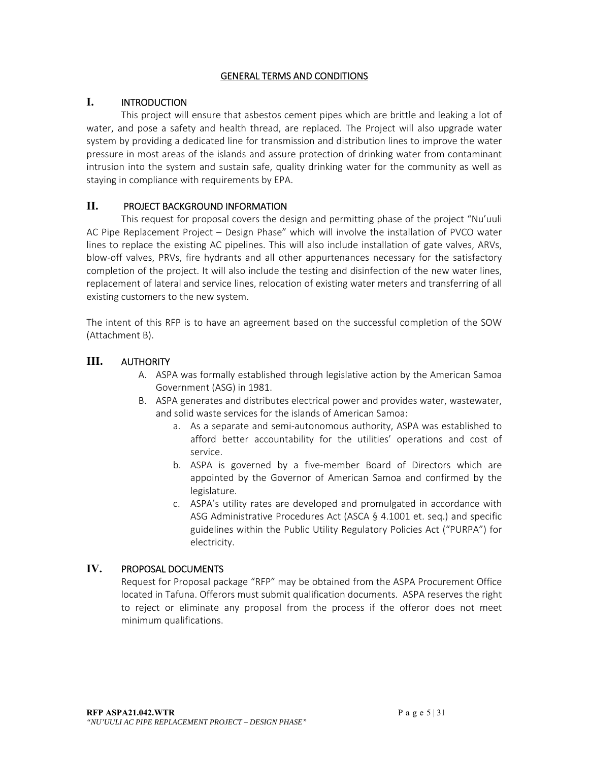## GENERAL TERMS AND CONDITIONS

### I. INTRODUCTION

This project will ensure that asbestos cement pipes which are brittle and leaking a lot of water, and pose a safety and health thread, are replaced. The Project will also upgrade water system by providing a dedicated line for transmission and distribution lines to improve the water pressure in most areas of the islands and assure protection of drinking water from contaminant intrusion into the system and sustain safe, quality drinking water for the community as well as staying in compliance with requirements by EPA.

### II. PROJECT BACKGROUND INFORMATION

This request for proposal covers the design and permitting phase of the project "Nu'uuli AC Pipe Replacement Project – Design Phase" which will involve the installation of PVCO water lines to replace the existing AC pipelines. This will also include installation of gate valves, ARVs, blow-off valves, PRVs, fire hydrants and all other appurtenances necessary for the satisfactory completion of the project. It will also include the testing and disinfection of the new water lines, replacement of lateral and service lines, relocation of existing water meters and transferring of all existing customers to the new system.

The intent of this RFP is to have an agreement based on the successful completion of the SOW (Attachment B).

### III. AUTHORITY

A. ASPA was formally established through legislative action by the American Samoa Government (ASG) in 1981.
B. ASPA generates and distributes electrical power and provides water, wastewater, and solid waste services for the islands of American Samoa:
   a. As a separate and semi-autonomous authority, ASPA was established to afford better accountability for the utilities' operations and cost of service.
   b. ASPA is governed by a five-member Board of Directors which are appointed by the Governor of American Samoa and confirmed by the legislature.
   c. ASPA's utility rates are developed and promulgated in accordance with ASG Administrative Procedures Act (ASCA § 4.1001 et. seq.) and specific guidelines within the Public Utility Regulatory Policies Act ("PURPA") for electricity.

### IV. PROPOSAL DOCUMENTS

Request for Proposal package "RFP" may be obtained from the ASPA Procurement Office located in Tafuna. Offerors must submit qualification documents. ASPA reserves the right to reject or eliminate any proposal from the process if the offeror does not meet minimum qualifications.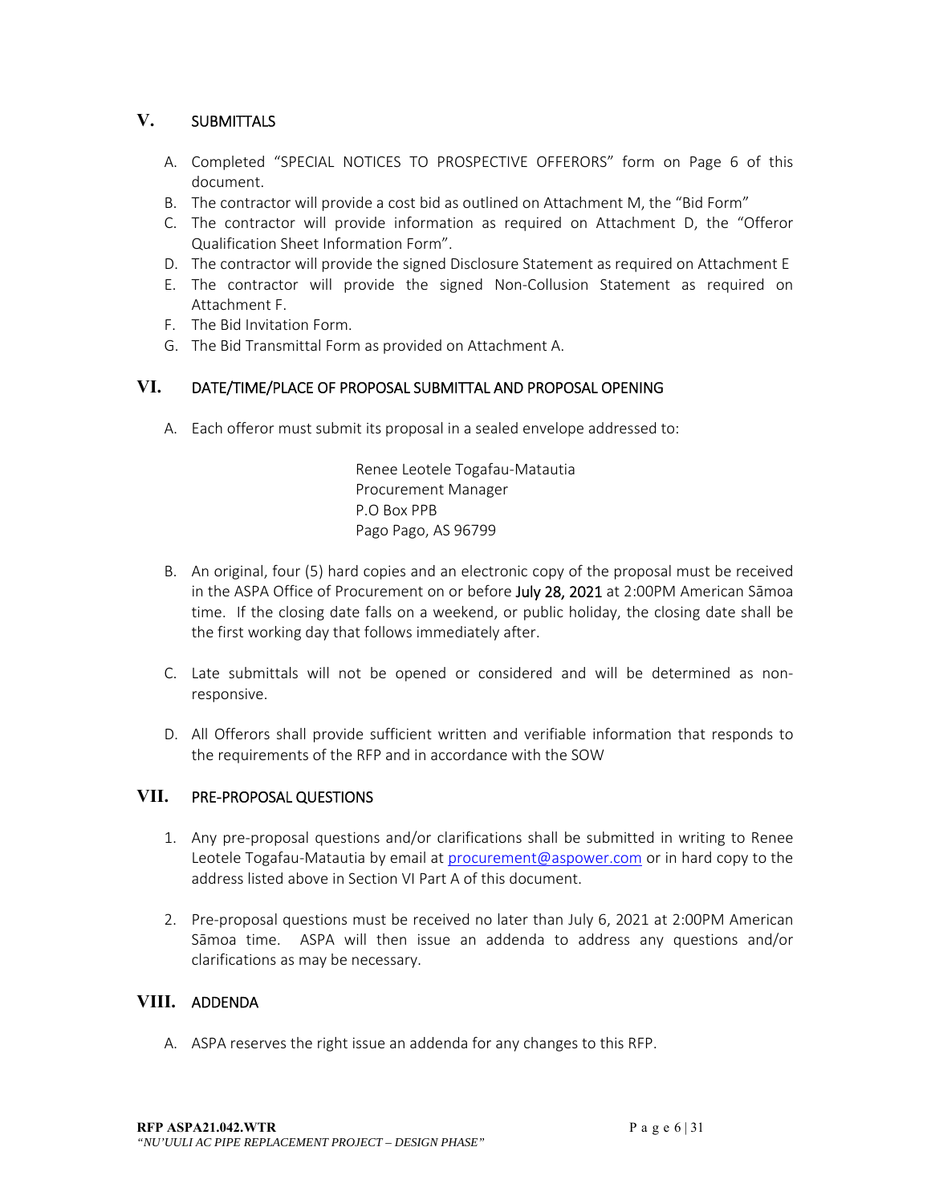## V. SUBMITTALS

A. Completed "SPECIAL NOTICES TO PROSPECTIVE OFFERORS" form on Page 6 of this document.
B. The contractor will provide a cost bid as outlined on Attachment M, the "Bid Form"
C. The contractor will provide information as required on Attachment D, the "Offeror Qualification Sheet Information Form".
D. The contractor will provide the signed Disclosure Statement as required on Attachment E
E. The contractor will provide the signed Non-Collusion Statement as required on Attachment F.
F. The Bid Invitation Form.
G. The Bid Transmittal Form as provided on Attachment A.

## VI. DATE/TIME/PLACE OF PROPOSAL SUBMITTAL AND PROPOSAL OPENING

A. Each offeror must submit its proposal in a sealed envelope addressed to:

Renee Leotele Togafau-Matautia
Procurement Manager
P.O Box PPB
Pago Pago, AS 96799

B. An original, four (5) hard copies and an electronic copy of the proposal must be received in the ASPA Office of Procurement on or before July 28, 2021 at 2:00PM American Sāmoa time. If the closing date falls on a weekend, or public holiday, the closing date shall be the first working day that follows immediately after.

C. Late submittals will not be opened or considered and will be determined as non-responsive.

D. All Offerors shall provide sufficient written and verifiable information that responds to the requirements of the RFP and in accordance with the SOW

## VII. PRE-PROPOSAL QUESTIONS

1. Any pre-proposal questions and/or clarifications shall be submitted in writing to Renee Leotele Togafau-Matautia by email at procurement@aspower.com or in hard copy to the address listed above in Section VI Part A of this document.

2. Pre-proposal questions must be received no later than July 6, 2021 at 2:00PM American Sāmoa time. ASPA will then issue an addenda to address any questions and/or clarifications as may be necessary.

## VIII. ADDENDA

A. ASPA reserves the right issue an addenda for any changes to this RFP.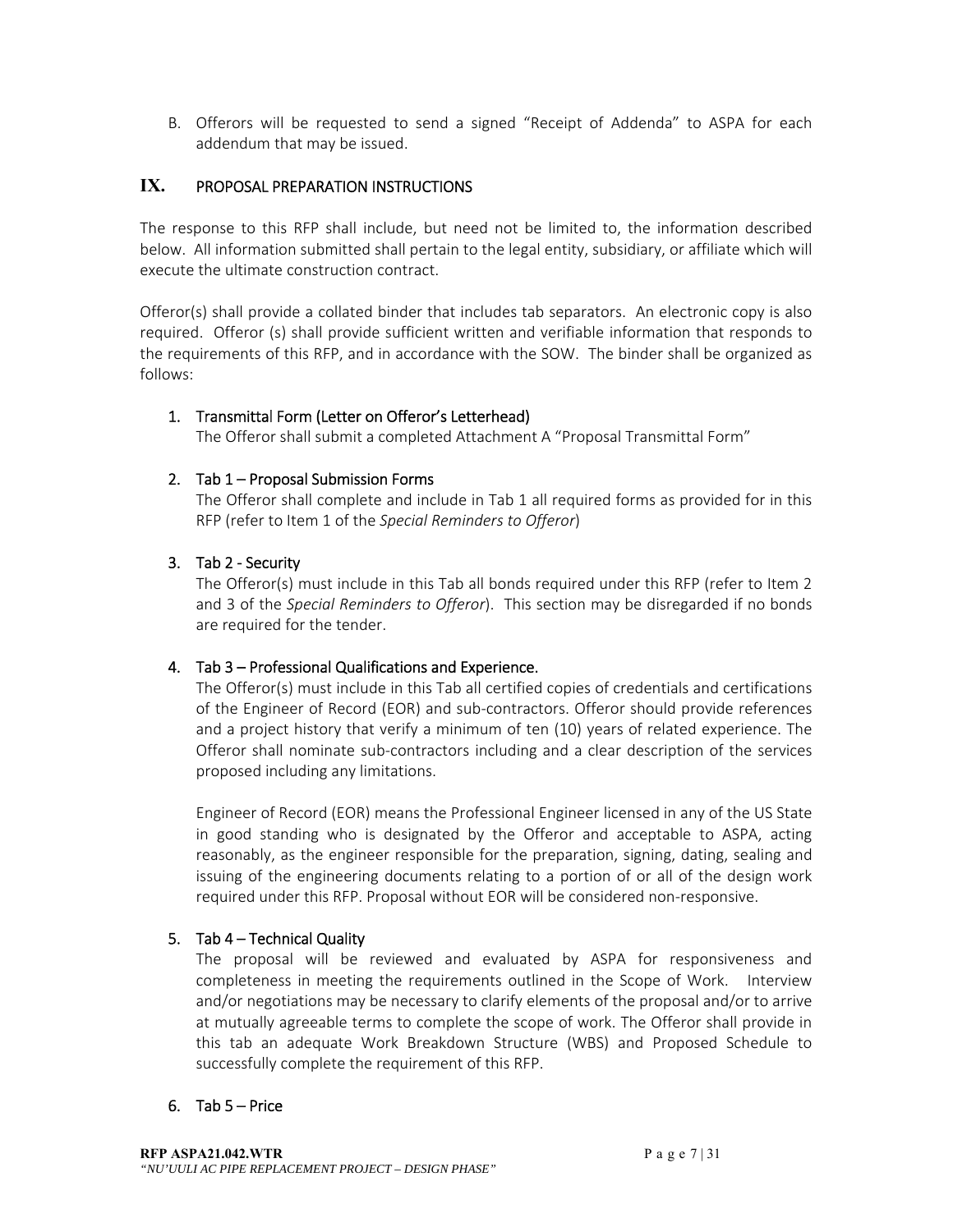B. Offerors will be requested to send a signed "Receipt of Addenda" to ASPA for each addendum that may be issued.

## IX. PROPOSAL PREPARATION INSTRUCTIONS

The response to this RFP shall include, but need not be limited to, the information described below. All information submitted shall pertain to the legal entity, subsidiary, or affiliate which will execute the ultimate construction contract.

Offeror(s) shall provide a collated binder that includes tab separators. An electronic copy is also required. Offeror (s) shall provide sufficient written and verifiable information that responds to the requirements of this RFP, and in accordance with the SOW. The binder shall be organized as follows:

1. Transmittal Form (Letter on Offeror's Letterhead)
   The Offeror shall submit a completed Attachment A "Proposal Transmittal Form"

2. Tab 1 – Proposal Submission Forms
   The Offeror shall complete and include in Tab 1 all required forms as provided for in this RFP (refer to Item 1 of the *Special Reminders to Offeror*)

3. Tab 2 - Security
   The Offeror(s) must include in this Tab all bonds required under this RFP (refer to Item 2 and 3 of the *Special Reminders to Offeror*). This section may be disregarded if no bonds are required for the tender.

4. Tab 3 – Professional Qualifications and Experience.
   The Offeror(s) must include in this Tab all certified copies of credentials and certifications of the Engineer of Record (EOR) and sub-contractors. Offeror should provide references and a project history that verify a minimum of ten (10) years of related experience. The Offeror shall nominate sub-contractors including and a clear description of the services proposed including any limitations.

   Engineer of Record (EOR) means the Professional Engineer licensed in any of the US State in good standing who is designated by the Offeror and acceptable to ASPA, acting reasonably, as the engineer responsible for the preparation, signing, dating, sealing and issuing of the engineering documents relating to a portion of or all of the design work required under this RFP. Proposal without EOR will be considered non-responsive.

5. Tab 4 – Technical Quality
   The proposal will be reviewed and evaluated by ASPA for responsiveness and completeness in meeting the requirements outlined in the Scope of Work. Interview and/or negotiations may be necessary to clarify elements of the proposal and/or to arrive at mutually agreeable terms to complete the scope of work. The Offeror shall provide in this tab an adequate Work Breakdown Structure (WBS) and Proposed Schedule to successfully complete the requirement of this RFP.

6. Tab 5 – Price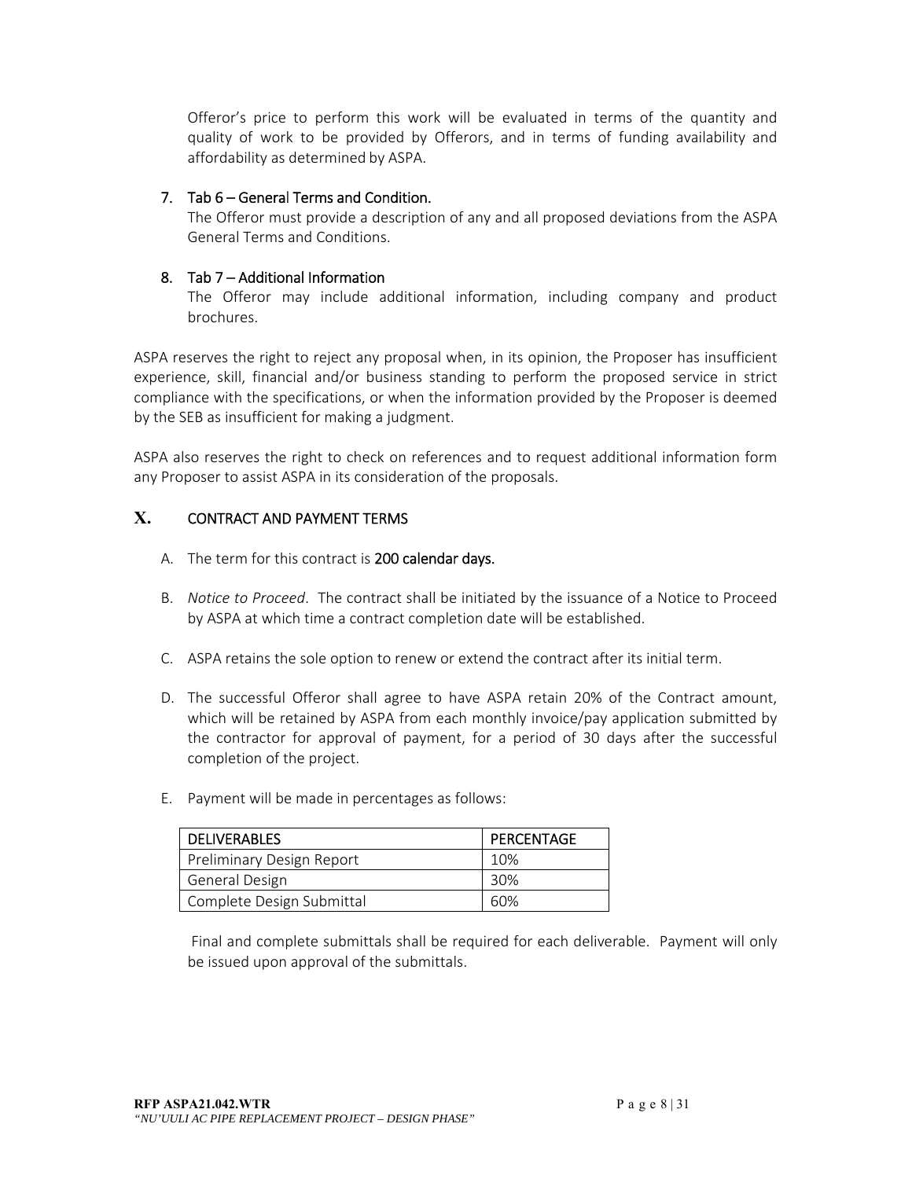Offeror's price to perform this work will be evaluated in terms of the quantity and quality of work to be provided by Offerors, and in terms of funding availability and affordability as determined by ASPA.

7. Tab 6 – General Terms and Condition.
   The Offeror must provide a description of any and all proposed deviations from the ASPA General Terms and Conditions.

8. Tab 7 – Additional Information
   The Offeror may include additional information, including company and product brochures.

ASPA reserves the right to reject any proposal when, in its opinion, the Proposer has insufficient experience, skill, financial and/or business standing to perform the proposed service in strict compliance with the specifications, or when the information provided by the Proposer is deemed by the SEB as insufficient for making a judgment.

ASPA also reserves the right to check on references and to request additional information form any Proposer to assist ASPA in its consideration of the proposals.

## X. CONTRACT AND PAYMENT TERMS

A. The term for this contract is **200 calendar days.**

B. *Notice to Proceed*. The contract shall be initiated by the issuance of a Notice to Proceed by ASPA at which time a contract completion date will be established.

C. ASPA retains the sole option to renew or extend the contract after its initial term.

D. The successful Offeror shall agree to have ASPA retain 20% of the Contract amount, which will be retained by ASPA from each monthly invoice/pay application submitted by the contractor for approval of payment, for a period of 30 days after the successful completion of the project.

E. Payment will be made in percentages as follows:

| DELIVERABLES | PERCENTAGE |
|---|---|
| Preliminary Design Report | 10% |
| General Design | 30% |
| Complete Design Submittal | 60% |

Final and complete submittals shall be required for each deliverable. Payment will only be issued upon approval of the submittals.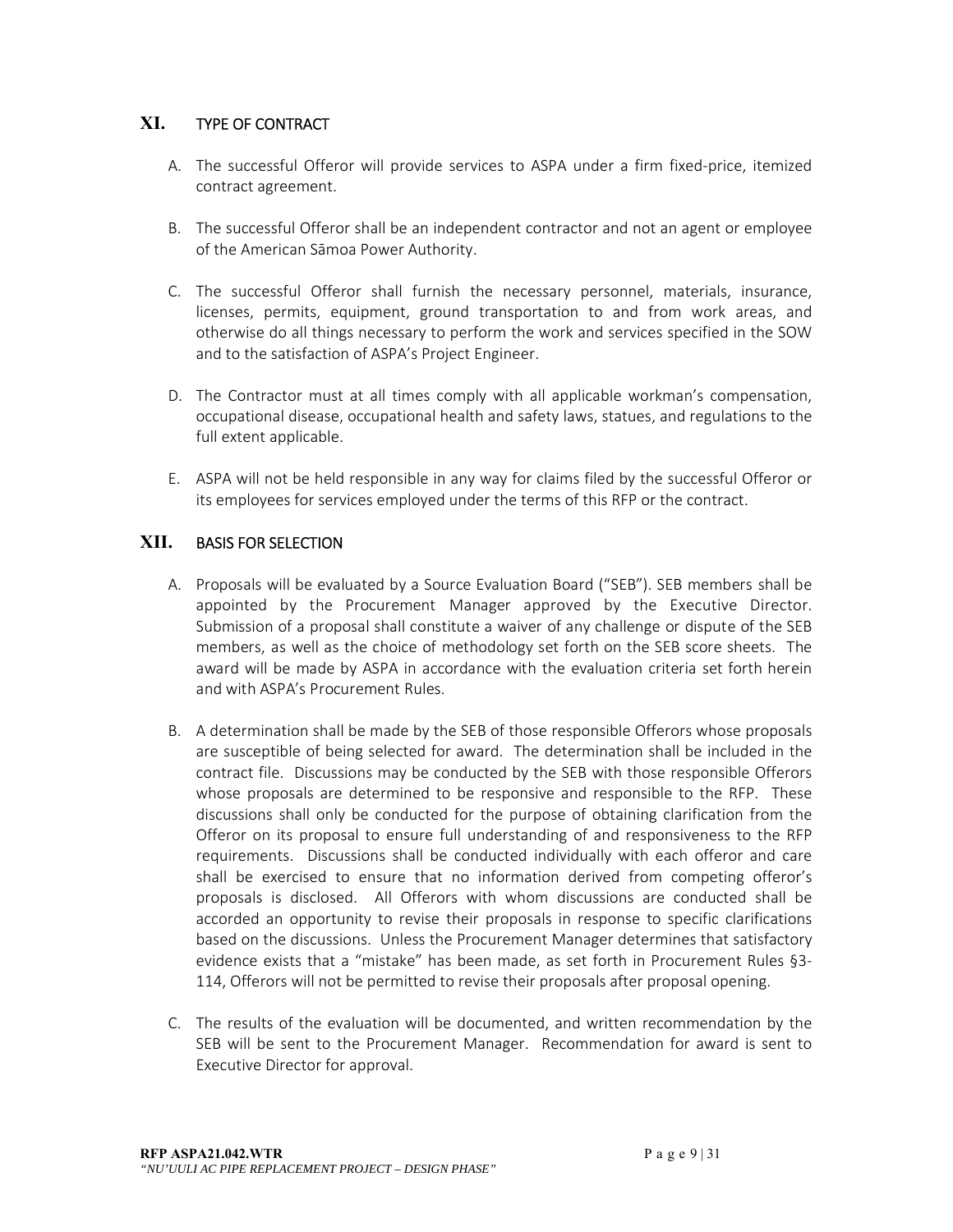## XI. TYPE OF CONTRACT

A. The successful Offeror will provide services to ASPA under a firm fixed-price, itemized contract agreement.

B. The successful Offeror shall be an independent contractor and not an agent or employee of the American Sāmoa Power Authority.

C. The successful Offeror shall furnish the necessary personnel, materials, insurance, licenses, permits, equipment, ground transportation to and from work areas, and otherwise do all things necessary to perform the work and services specified in the SOW and to the satisfaction of ASPA's Project Engineer.

D. The Contractor must at all times comply with all applicable workman's compensation, occupational disease, occupational health and safety laws, statues, and regulations to the full extent applicable.

E. ASPA will not be held responsible in any way for claims filed by the successful Offeror or its employees for services employed under the terms of this RFP or the contract.

## XII. BASIS FOR SELECTION

A. Proposals will be evaluated by a Source Evaluation Board ("SEB"). SEB members shall be appointed by the Procurement Manager approved by the Executive Director. Submission of a proposal shall constitute a waiver of any challenge or dispute of the SEB members, as well as the choice of methodology set forth on the SEB score sheets. The award will be made by ASPA in accordance with the evaluation criteria set forth herein and with ASPA's Procurement Rules.

B. A determination shall be made by the SEB of those responsible Offerors whose proposals are susceptible of being selected for award. The determination shall be included in the contract file. Discussions may be conducted by the SEB with those responsible Offerors whose proposals are determined to be responsive and responsible to the RFP. These discussions shall only be conducted for the purpose of obtaining clarification from the Offeror on its proposal to ensure full understanding of and responsiveness to the RFP requirements. Discussions shall be conducted individually with each offeror and care shall be exercised to ensure that no information derived from competing offeror's proposals is disclosed. All Offerors with whom discussions are conducted shall be accorded an opportunity to revise their proposals in response to specific clarifications based on the discussions. Unless the Procurement Manager determines that satisfactory evidence exists that a "mistake" has been made, as set forth in Procurement Rules §3-114, Offerors will not be permitted to revise their proposals after proposal opening.

C. The results of the evaluation will be documented, and written recommendation by the SEB will be sent to the Procurement Manager. Recommendation for award is sent to Executive Director for approval.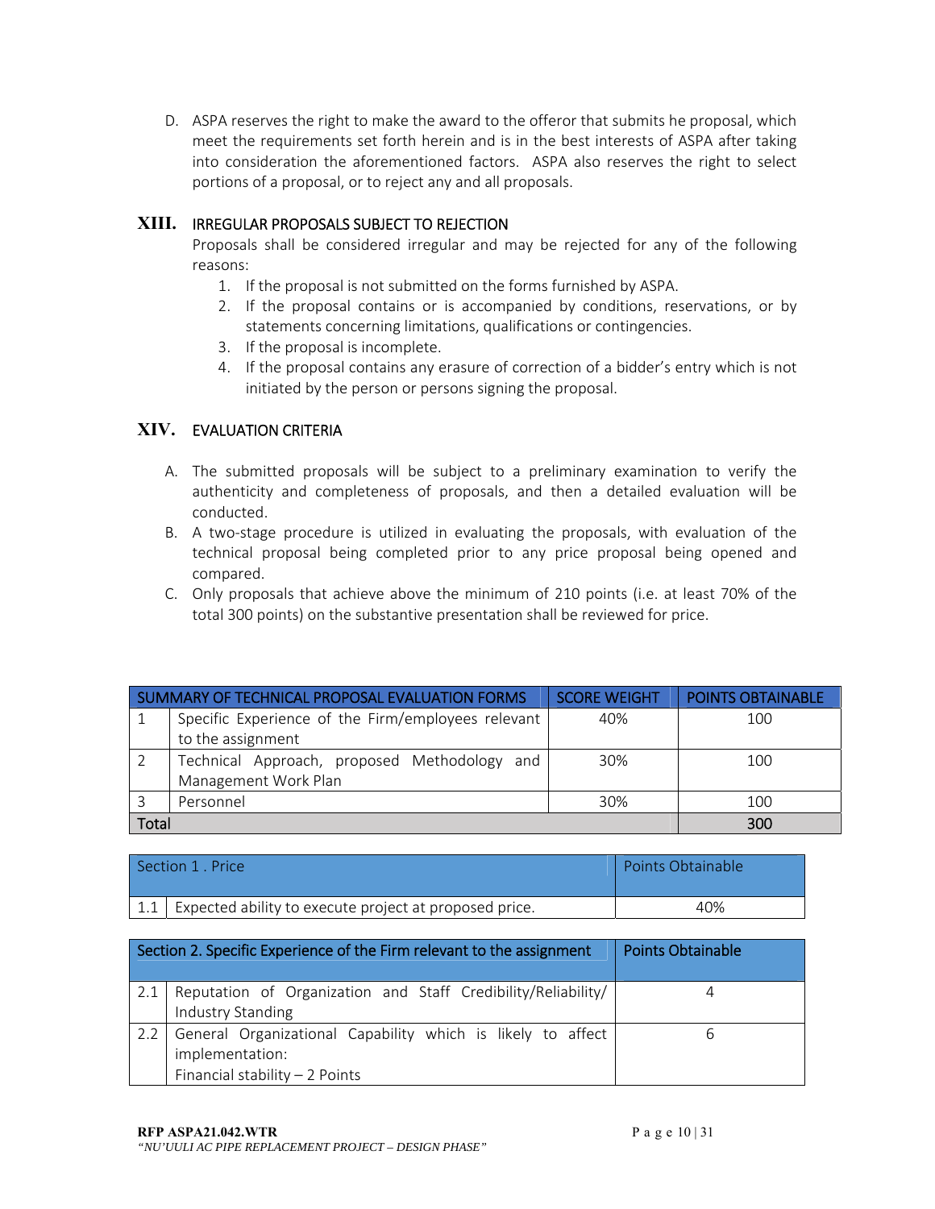D. ASPA reserves the right to make the award to the offeror that submits he proposal, which meet the requirements set forth herein and is in the best interests of ASPA after taking into consideration the aforementioned factors. ASPA also reserves the right to select portions of a proposal, or to reject any and all proposals.

## XIII. IRREGULAR PROPOSALS SUBJECT TO REJECTION

Proposals shall be considered irregular and may be rejected for any of the following reasons:

1. If the proposal is not submitted on the forms furnished by ASPA.
2. If the proposal contains or is accompanied by conditions, reservations, or by statements concerning limitations, qualifications or contingencies.
3. If the proposal is incomplete.
4. If the proposal contains any erasure of correction of a bidder's entry which is not initiated by the person or persons signing the proposal.

## XIV. EVALUATION CRITERIA

A. The submitted proposals will be subject to a preliminary examination to verify the authenticity and completeness of proposals, and then a detailed evaluation will be conducted.

B. A two-stage procedure is utilized in evaluating the proposals, with evaluation of the technical proposal being completed prior to any price proposal being opened and compared.

C. Only proposals that achieve above the minimum of 210 points (i.e. at least 70% of the total 300 points) on the substantive presentation shall be reviewed for price.

| SUMMARY OF TECHNICAL PROPOSAL EVALUATION FORMS | | SCORE WEIGHT | POINTS OBTAINABLE |
|---|---|---|---|
| 1 | Specific Experience of the Firm/employees relevant to the assignment | 40% | 100 |
| 2 | Technical Approach, proposed Methodology and Management Work Plan | 30% | 100 |
| 3 | Personnel | 30% | 100 |
| Total | | | 300 |

| Section 1 . Price | | Points Obtainable |
|---|---|---|
| 1.1 | Expected ability to execute project at proposed price. | 40% |

| Section 2. Specific Experience of the Firm relevant to the assignment | | Points Obtainable |
|---|---|---|
| 2.1 | Reputation of Organization and Staff Credibility/Reliability/ Industry Standing | 4 |
| 2.2 | General Organizational Capability which is likely to affect implementation:<br>Financial stability – 2 Points | 6 |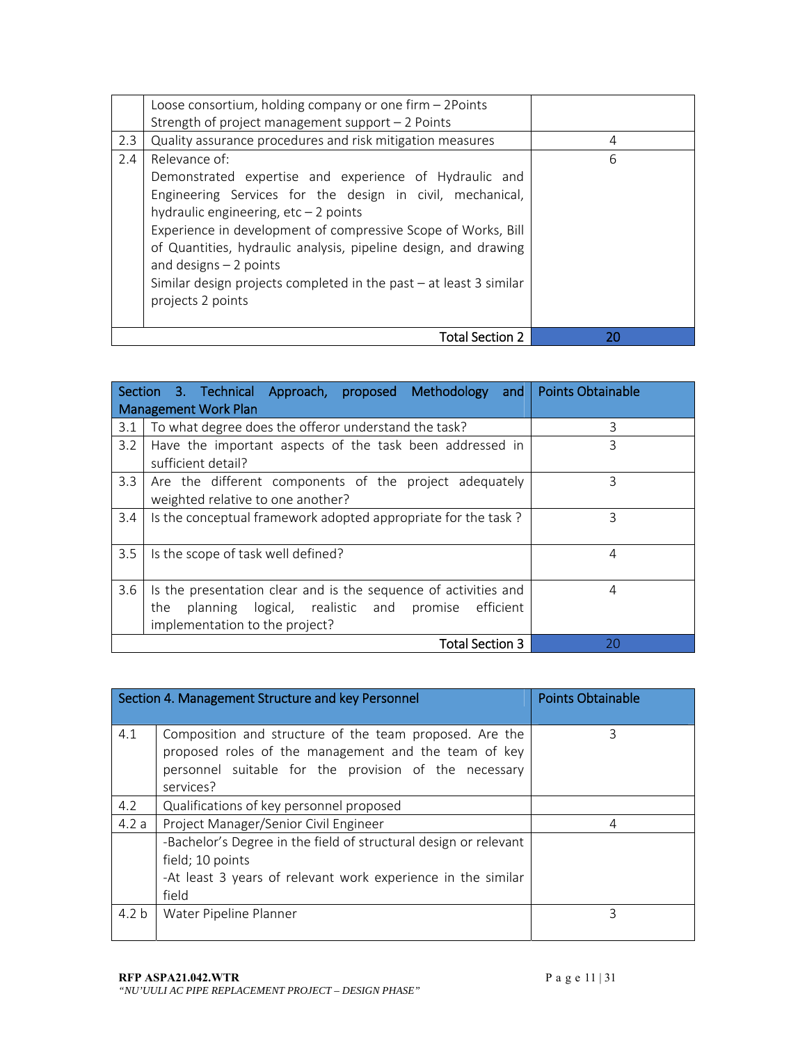|  |  |  |
|---|---|---|
|  | Loose consortium, holding company or one firm – 2Points<br>Strength of project management support – 2 Points |  |
| 2.3 | Quality assurance procedures and risk mitigation measures | 4 |
| 2.4 | Relevance of:<br>Demonstrated expertise and experience of Hydraulic and Engineering Services for the design in civil, mechanical, hydraulic engineering, etc – 2 points<br>Experience in development of compressive Scope of Works, Bill of Quantities, hydraulic analysis, pipeline design, and drawing and designs – 2 points<br>Similar design projects completed in the past – at least 3 similar projects 2 points | 6 |
|  | Total Section 2 | 20 |

| Section 3. Technical Approach, proposed Methodology and Management Work Plan | | Points Obtainable |
|---|---|---|
| 3.1 | To what degree does the offeror understand the task? | 3 |
| 3.2 | Have the important aspects of the task been addressed in sufficient detail? | 3 |
| 3.3 | Are the different components of the project adequately weighted relative to one another? | 3 |
| 3.4 | Is the conceptual framework adopted appropriate for the task ? | 3 |
| 3.5 | Is the scope of task well defined? | 4 |
| 3.6 | Is the presentation clear and is the sequence of activities and the planning logical, realistic and promise efficient implementation to the project? | 4 |
|  | Total Section 3 | 20 |

| Section 4. Management Structure and key Personnel | | Points Obtainable |
|---|---|---|
| 4.1 | Composition and structure of the team proposed. Are the proposed roles of the management and the team of key personnel suitable for the provision of the necessary services? | 3 |
| 4.2 | Qualifications of key personnel proposed |  |
| 4.2 a | Project Manager/Senior Civil Engineer | 4 |
|  | -Bachelor's Degree in the field of structural design or relevant field; 10 points<br>-At least 3 years of relevant work experience in the similar field |  |
| 4.2 b | Water Pipeline Planner | 3 |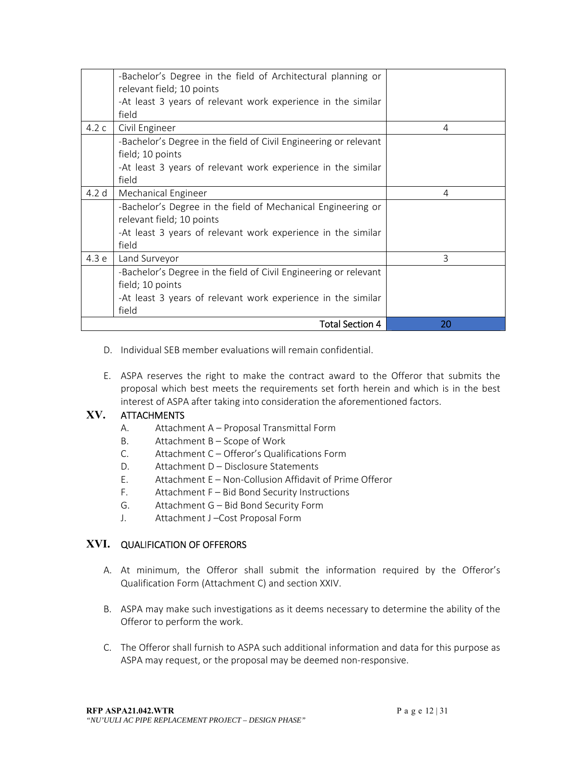| | | |
|---|---|---|
| | -Bachelor's Degree in the field of Architectural planning or relevant field; 10 points<br>-At least 3 years of relevant work experience in the similar field | |
| 4.2 c | Civil Engineer | 4 |
| | -Bachelor's Degree in the field of Civil Engineering or relevant field; 10 points<br>-At least 3 years of relevant work experience in the similar field | |
| 4.2 d | Mechanical Engineer | 4 |
| | -Bachelor's Degree in the field of Mechanical Engineering or relevant field; 10 points<br>-At least 3 years of relevant work experience in the similar field | |
| 4.3 e | Land Surveyor | 3 |
| | -Bachelor's Degree in the field of Civil Engineering or relevant field; 10 points<br>-At least 3 years of relevant work experience in the similar field | |
| | Total Section 4 | 20 |

D. Individual SEB member evaluations will remain confidential.

E. ASPA reserves the right to make the contract award to the Offeror that submits the proposal which best meets the requirements set forth herein and which is in the best interest of ASPA after taking into consideration the aforementioned factors.

## XV. ATTACHMENTS

A. Attachment A – Proposal Transmittal Form
B. Attachment B – Scope of Work
C. Attachment C – Offeror's Qualifications Form
D. Attachment D – Disclosure Statements
E. Attachment E – Non-Collusion Affidavit of Prime Offeror
F. Attachment F – Bid Bond Security Instructions
G. Attachment G – Bid Bond Security Form
J. Attachment J –Cost Proposal Form

## XVI. QUALIFICATION OF OFFERORS

A. At minimum, the Offeror shall submit the information required by the Offeror's Qualification Form (Attachment C) and section XXIV.

B. ASPA may make such investigations as it deems necessary to determine the ability of the Offeror to perform the work.

C. The Offeror shall furnish to ASPA such additional information and data for this purpose as ASPA may request, or the proposal may be deemed non-responsive.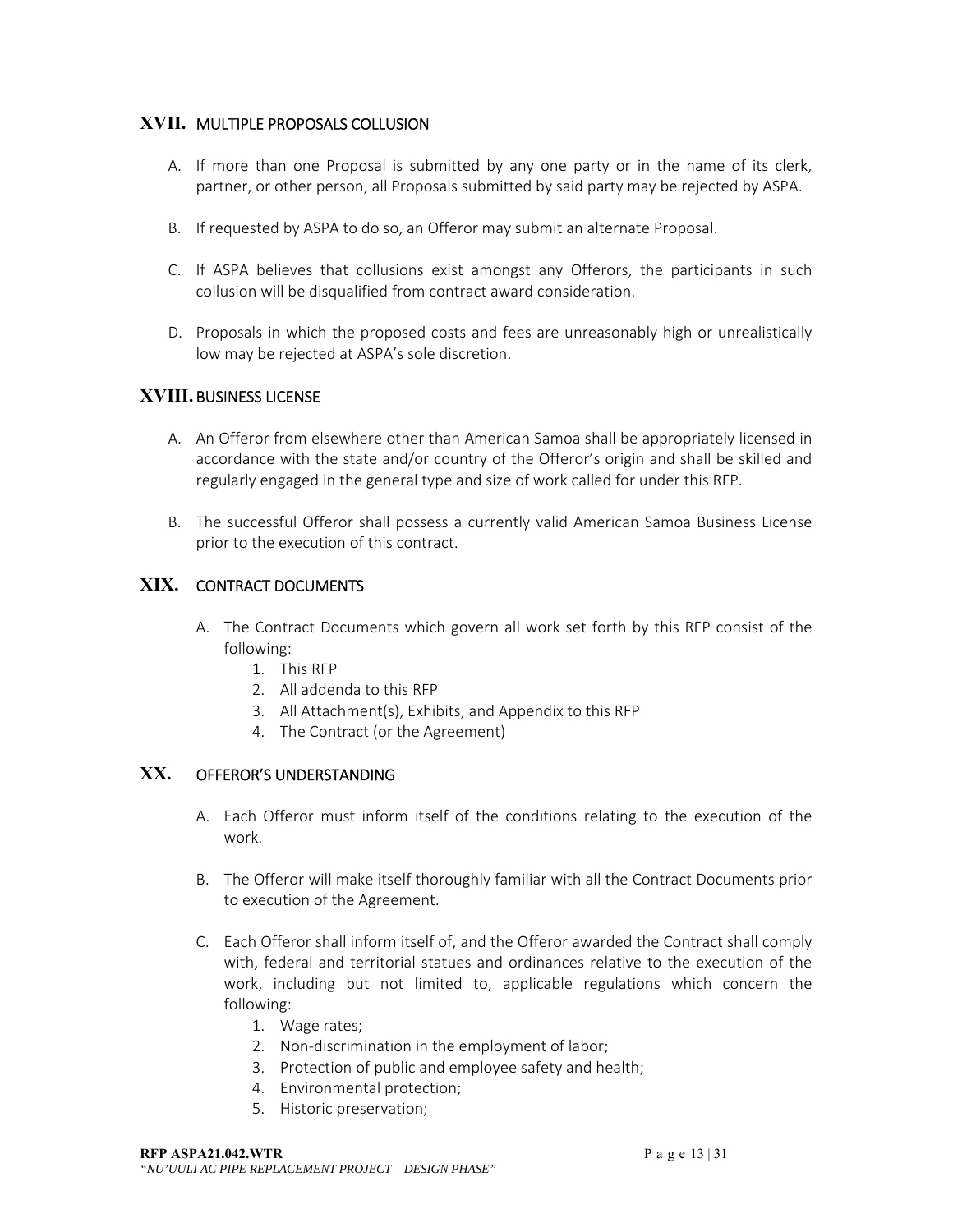## XVII. MULTIPLE PROPOSALS COLLUSION

A. If more than one Proposal is submitted by any one party or in the name of its clerk, partner, or other person, all Proposals submitted by said party may be rejected by ASPA.

B. If requested by ASPA to do so, an Offeror may submit an alternate Proposal.

C. If ASPA believes that collusions exist amongst any Offerors, the participants in such collusion will be disqualified from contract award consideration.

D. Proposals in which the proposed costs and fees are unreasonably high or unrealistically low may be rejected at ASPA's sole discretion.

## XVIII. BUSINESS LICENSE

A. An Offeror from elsewhere other than American Samoa shall be appropriately licensed in accordance with the state and/or country of the Offeror's origin and shall be skilled and regularly engaged in the general type and size of work called for under this RFP.

B. The successful Offeror shall possess a currently valid American Samoa Business License prior to the execution of this contract.

## XIX. CONTRACT DOCUMENTS

A. The Contract Documents which govern all work set forth by this RFP consist of the following:
   1. This RFP
   2. All addenda to this RFP
   3. All Attachment(s), Exhibits, and Appendix to this RFP
   4. The Contract (or the Agreement)

## XX. OFFEROR'S UNDERSTANDING

A. Each Offeror must inform itself of the conditions relating to the execution of the work.

B. The Offeror will make itself thoroughly familiar with all the Contract Documents prior to execution of the Agreement.

C. Each Offeror shall inform itself of, and the Offeror awarded the Contract shall comply with, federal and territorial statues and ordinances relative to the execution of the work, including but not limited to, applicable regulations which concern the following:
   1. Wage rates;
   2. Non-discrimination in the employment of labor;
   3. Protection of public and employee safety and health;
   4. Environmental protection;
   5. Historic preservation;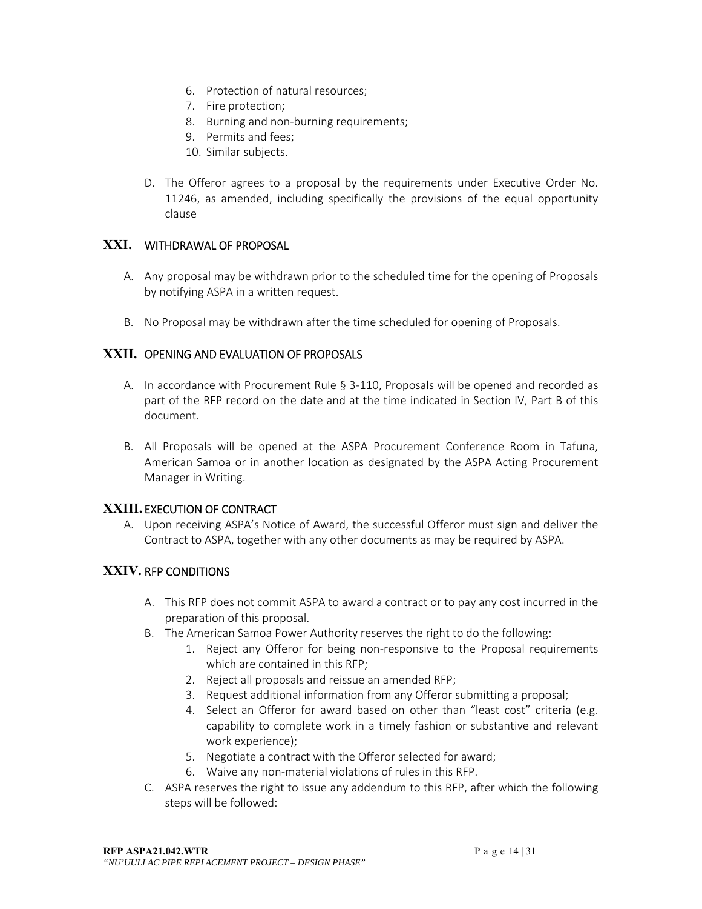6. Protection of natural resources;
7. Fire protection;
8. Burning and non-burning requirements;
9. Permits and fees;
10. Similar subjects.

D. The Offeror agrees to a proposal by the requirements under Executive Order No. 11246, as amended, including specifically the provisions of the equal opportunity clause

## XXI. WITHDRAWAL OF PROPOSAL

A. Any proposal may be withdrawn prior to the scheduled time for the opening of Proposals by notifying ASPA in a written request.

B. No Proposal may be withdrawn after the time scheduled for opening of Proposals.

## XXII. OPENING AND EVALUATION OF PROPOSALS

A. In accordance with Procurement Rule § 3-110, Proposals will be opened and recorded as part of the RFP record on the date and at the time indicated in Section IV, Part B of this document.

B. All Proposals will be opened at the ASPA Procurement Conference Room in Tafuna, American Samoa or in another location as designated by the ASPA Acting Procurement Manager in Writing.

## XXIII. EXECUTION OF CONTRACT

A. Upon receiving ASPA's Notice of Award, the successful Offeror must sign and deliver the Contract to ASPA, together with any other documents as may be required by ASPA.

## XXIV. RFP CONDITIONS

A. This RFP does not commit ASPA to award a contract or to pay any cost incurred in the preparation of this proposal.

B. The American Samoa Power Authority reserves the right to do the following:
   1. Reject any Offeror for being non-responsive to the Proposal requirements which are contained in this RFP;
   2. Reject all proposals and reissue an amended RFP;
   3. Request additional information from any Offeror submitting a proposal;
   4. Select an Offeror for award based on other than "least cost" criteria (e.g. capability to complete work in a timely fashion or substantive and relevant work experience);
   5. Negotiate a contract with the Offeror selected for award;
   6. Waive any non-material violations of rules in this RFP.

C. ASPA reserves the right to issue any addendum to this RFP, after which the following steps will be followed: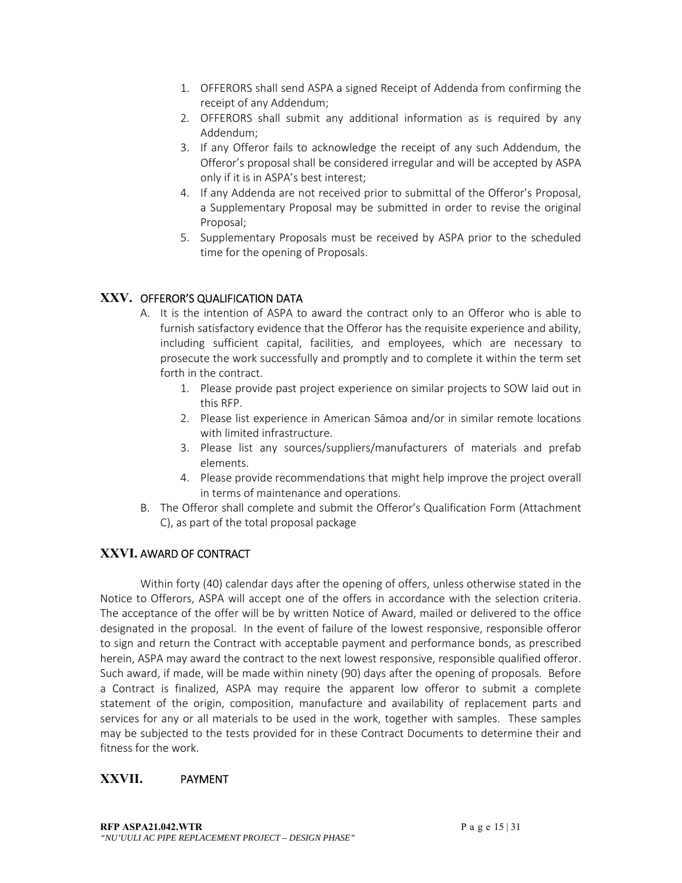1. OFFERORS shall send ASPA a signed Receipt of Addenda from confirming the receipt of any Addendum;
2. OFFERORS shall submit any additional information as is required by any Addendum;
3. If any Offeror fails to acknowledge the receipt of any such Addendum, the Offeror's proposal shall be considered irregular and will be accepted by ASPA only if it is in ASPA's best interest;
4. If any Addenda are not received prior to submittal of the Offeror's Proposal, a Supplementary Proposal may be submitted in order to revise the original Proposal;
5. Supplementary Proposals must be received by ASPA prior to the scheduled time for the opening of Proposals.

## XXV. OFFEROR'S QUALIFICATION DATA

A. It is the intention of ASPA to award the contract only to an Offeror who is able to furnish satisfactory evidence that the Offeror has the requisite experience and ability, including sufficient capital, facilities, and employees, which are necessary to prosecute the work successfully and promptly and to complete it within the term set forth in the contract.
   1. Please provide past project experience on similar projects to SOW laid out in this RFP.
   2. Please list experience in American Sāmoa and/or in similar remote locations with limited infrastructure.
   3. Please list any sources/suppliers/manufacturers of materials and prefab elements.
   4. Please provide recommendations that might help improve the project overall in terms of maintenance and operations.

B. The Offeror shall complete and submit the Offeror's Qualification Form (Attachment C), as part of the total proposal package

## XXVI. AWARD OF CONTRACT

Within forty (40) calendar days after the opening of offers, unless otherwise stated in the Notice to Offerors, ASPA will accept one of the offers in accordance with the selection criteria. The acceptance of the offer will be by written Notice of Award, mailed or delivered to the office designated in the proposal. In the event of failure of the lowest responsive, responsible offeror to sign and return the Contract with acceptable payment and performance bonds, as prescribed herein, ASPA may award the contract to the next lowest responsive, responsible qualified offeror. Such award, if made, will be made within ninety (90) days after the opening of proposals. Before a Contract is finalized, ASPA may require the apparent low offeror to submit a complete statement of the origin, composition, manufacture and availability of replacement parts and services for any or all materials to be used in the work, together with samples. These samples may be subjected to the tests provided for in these Contract Documents to determine their and fitness for the work.

## XXVII. PAYMENT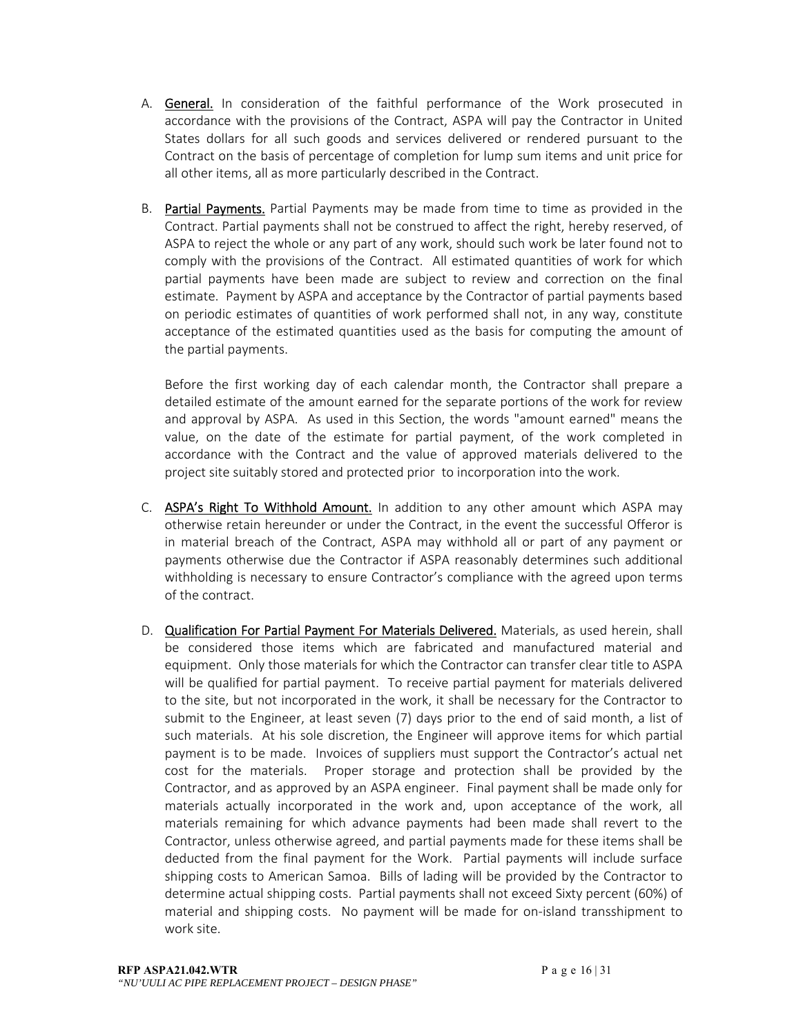A. <u>General.</u> In consideration of the faithful performance of the Work prosecuted in accordance with the provisions of the Contract, ASPA will pay the Contractor in United States dollars for all such goods and services delivered or rendered pursuant to the Contract on the basis of percentage of completion for lump sum items and unit price for all other items, all as more particularly described in the Contract.

B. <u>Partial Payments.</u> Partial Payments may be made from time to time as provided in the Contract. Partial payments shall not be construed to affect the right, hereby reserved, of ASPA to reject the whole or any part of any work, should such work be later found not to comply with the provisions of the Contract. All estimated quantities of work for which partial payments have been made are subject to review and correction on the final estimate. Payment by ASPA and acceptance by the Contractor of partial payments based on periodic estimates of quantities of work performed shall not, in any way, constitute acceptance of the estimated quantities used as the basis for computing the amount of the partial payments.

   Before the first working day of each calendar month, the Contractor shall prepare a detailed estimate of the amount earned for the separate portions of the work for review and approval by ASPA. As used in this Section, the words "amount earned" means the value, on the date of the estimate for partial payment, of the work completed in accordance with the Contract and the value of approved materials delivered to the project site suitably stored and protected prior to incorporation into the work.

C. <u>ASPA's Right To Withhold Amount.</u> In addition to any other amount which ASPA may otherwise retain hereunder or under the Contract, in the event the successful Offeror is in material breach of the Contract, ASPA may withhold all or part of any payment or payments otherwise due the Contractor if ASPA reasonably determines such additional withholding is necessary to ensure Contractor's compliance with the agreed upon terms of the contract.

D. <u>Qualification For Partial Payment For Materials Delivered.</u> Materials, as used herein, shall be considered those items which are fabricated and manufactured material and equipment. Only those materials for which the Contractor can transfer clear title to ASPA will be qualified for partial payment. To receive partial payment for materials delivered to the site, but not incorporated in the work, it shall be necessary for the Contractor to submit to the Engineer, at least seven (7) days prior to the end of said month, a list of such materials. At his sole discretion, the Engineer will approve items for which partial payment is to be made. Invoices of suppliers must support the Contractor's actual net cost for the materials. Proper storage and protection shall be provided by the Contractor, and as approved by an ASPA engineer. Final payment shall be made only for materials actually incorporated in the work and, upon acceptance of the work, all materials remaining for which advance payments had been made shall revert to the Contractor, unless otherwise agreed, and partial payments made for these items shall be deducted from the final payment for the Work. Partial payments will include surface shipping costs to American Samoa. Bills of lading will be provided by the Contractor to determine actual shipping costs. Partial payments shall not exceed Sixty percent (60%) of material and shipping costs. No payment will be made for on-island transshipment to work site.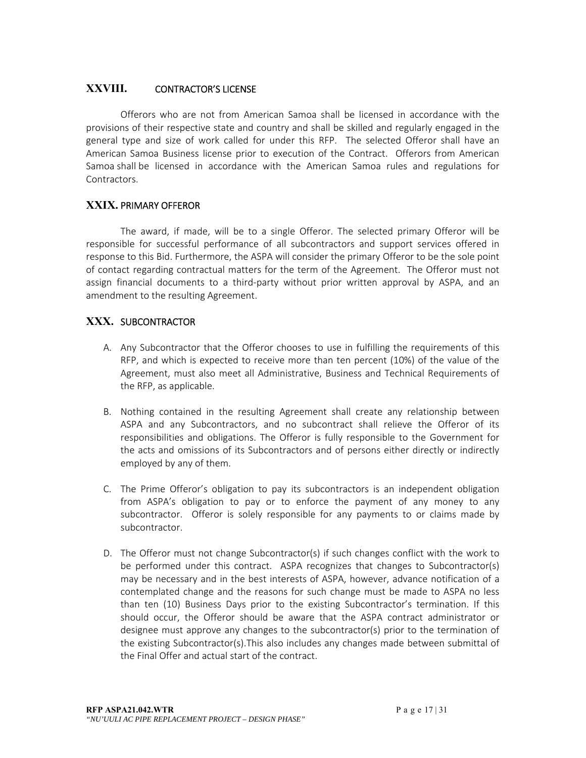## XXVIII. CONTRACTOR'S LICENSE

Offerors who are not from American Samoa shall be licensed in accordance with the provisions of their respective state and country and shall be skilled and regularly engaged in the general type and size of work called for under this RFP. The selected Offeror shall have an American Samoa Business license prior to execution of the Contract. Offerors from American Samoa shall be licensed in accordance with the American Samoa rules and regulations for Contractors.

## XXIX. PRIMARY OFFEROR

The award, if made, will be to a single Offeror. The selected primary Offeror will be responsible for successful performance of all subcontractors and support services offered in response to this Bid. Furthermore, the ASPA will consider the primary Offeror to be the sole point of contact regarding contractual matters for the term of the Agreement. The Offeror must not assign financial documents to a third-party without prior written approval by ASPA, and an amendment to the resulting Agreement.

## XXX. SUBCONTRACTOR

A. Any Subcontractor that the Offeror chooses to use in fulfilling the requirements of this RFP, and which is expected to receive more than ten percent (10%) of the value of the Agreement, must also meet all Administrative, Business and Technical Requirements of the RFP, as applicable.

B. Nothing contained in the resulting Agreement shall create any relationship between ASPA and any Subcontractors, and no subcontract shall relieve the Offeror of its responsibilities and obligations. The Offeror is fully responsible to the Government for the acts and omissions of its Subcontractors and of persons either directly or indirectly employed by any of them.

C. The Prime Offeror's obligation to pay its subcontractors is an independent obligation from ASPA's obligation to pay or to enforce the payment of any money to any subcontractor. Offeror is solely responsible for any payments to or claims made by subcontractor.

D. The Offeror must not change Subcontractor(s) if such changes conflict with the work to be performed under this contract. ASPA recognizes that changes to Subcontractor(s) may be necessary and in the best interests of ASPA, however, advance notification of a contemplated change and the reasons for such change must be made to ASPA no less than ten (10) Business Days prior to the existing Subcontractor's termination. If this should occur, the Offeror should be aware that the ASPA contract administrator or designee must approve any changes to the subcontractor(s) prior to the termination of the existing Subcontractor(s).This also includes any changes made between submittal of the Final Offer and actual start of the contract.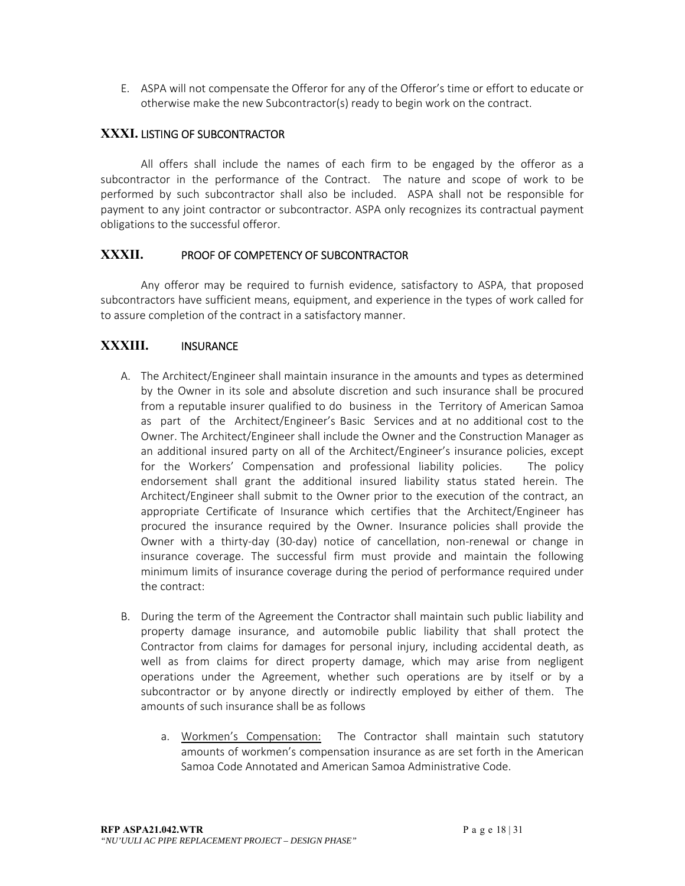E. ASPA will not compensate the Offeror for any of the Offeror's time or effort to educate or otherwise make the new Subcontractor(s) ready to begin work on the contract.

## XXXI. LISTING OF SUBCONTRACTOR

All offers shall include the names of each firm to be engaged by the offeror as a subcontractor in the performance of the Contract. The nature and scope of work to be performed by such subcontractor shall also be included. ASPA shall not be responsible for payment to any joint contractor or subcontractor. ASPA only recognizes its contractual payment obligations to the successful offeror.

## XXXII. PROOF OF COMPETENCY OF SUBCONTRACTOR

Any offeror may be required to furnish evidence, satisfactory to ASPA, that proposed subcontractors have sufficient means, equipment, and experience in the types of work called for to assure completion of the contract in a satisfactory manner.

## XXXIII. INSURANCE

A. The Architect/Engineer shall maintain insurance in the amounts and types as determined by the Owner in its sole and absolute discretion and such insurance shall be procured from a reputable insurer qualified to do business in the Territory of American Samoa as part of the Architect/Engineer's Basic Services and at no additional cost to the Owner. The Architect/Engineer shall include the Owner and the Construction Manager as an additional insured party on all of the Architect/Engineer's insurance policies, except for the Workers' Compensation and professional liability policies. The policy endorsement shall grant the additional insured liability status stated herein. The Architect/Engineer shall submit to the Owner prior to the execution of the contract, an appropriate Certificate of Insurance which certifies that the Architect/Engineer has procured the insurance required by the Owner. Insurance policies shall provide the Owner with a thirty-day (30-day) notice of cancellation, non-renewal or change in insurance coverage. The successful firm must provide and maintain the following minimum limits of insurance coverage during the period of performance required under the contract:

B. During the term of the Agreement the Contractor shall maintain such public liability and property damage insurance, and automobile public liability that shall protect the Contractor from claims for damages for personal injury, including accidental death, as well as from claims for direct property damage, which may arise from negligent operations under the Agreement, whether such operations are by itself or by a subcontractor or by anyone directly or indirectly employed by either of them. The amounts of such insurance shall be as follows

   a. Workmen's Compensation: The Contractor shall maintain such statutory amounts of workmen's compensation insurance as are set forth in the American Samoa Code Annotated and American Samoa Administrative Code.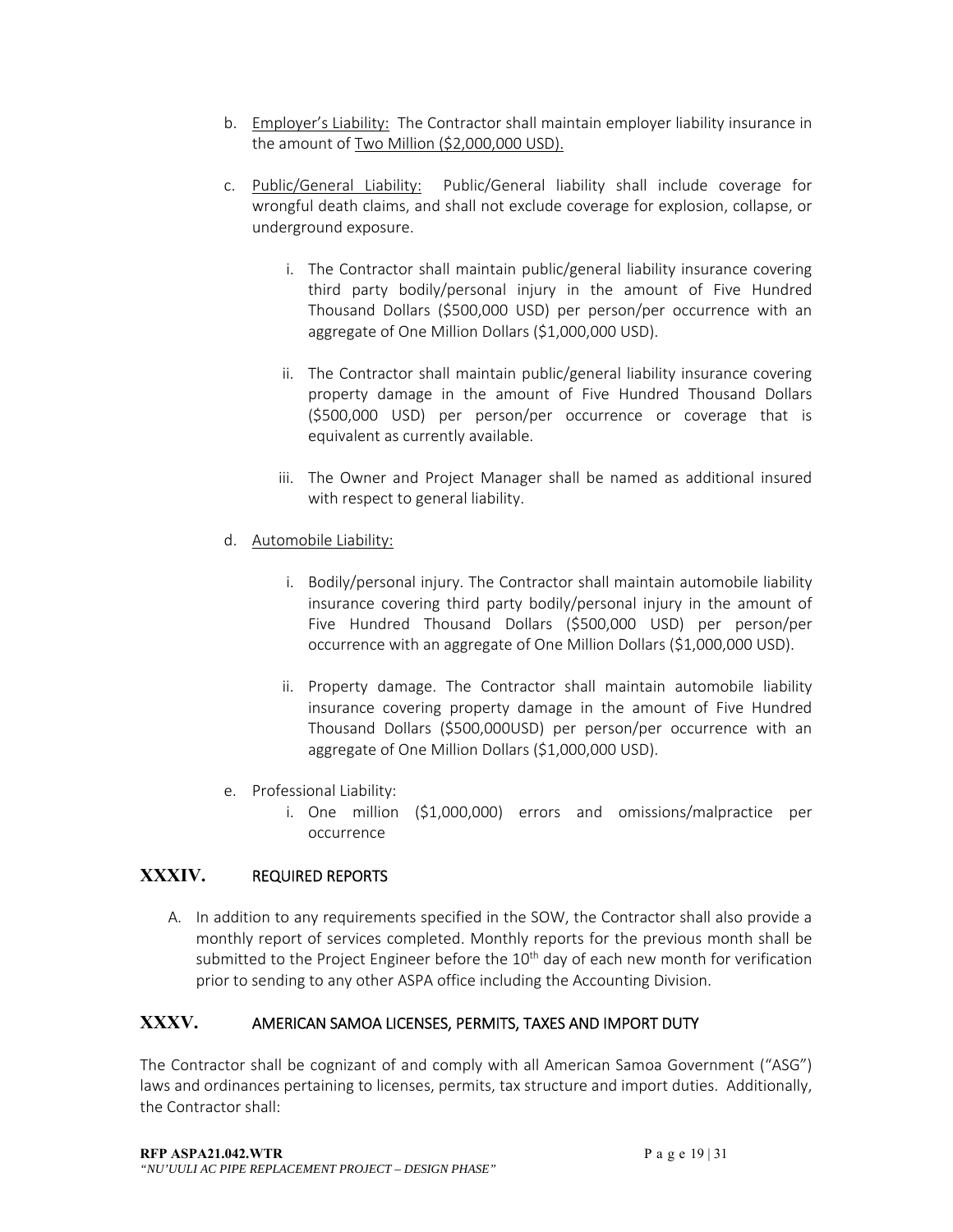b. Employer's Liability: The Contractor shall maintain employer liability insurance in the amount of Two Million ($2,000,000 USD).

c. Public/General Liability: Public/General liability shall include coverage for wrongful death claims, and shall not exclude coverage for explosion, collapse, or underground exposure.

   i. The Contractor shall maintain public/general liability insurance covering third party bodily/personal injury in the amount of Five Hundred Thousand Dollars ($500,000 USD) per person/per occurrence with an aggregate of One Million Dollars ($1,000,000 USD).

   ii. The Contractor shall maintain public/general liability insurance covering property damage in the amount of Five Hundred Thousand Dollars ($500,000 USD) per person/per occurrence or coverage that is equivalent as currently available.

   iii. The Owner and Project Manager shall be named as additional insured with respect to general liability.

d. Automobile Liability:

   i. Bodily/personal injury. The Contractor shall maintain automobile liability insurance covering third party bodily/personal injury in the amount of Five Hundred Thousand Dollars ($500,000 USD) per person/per occurrence with an aggregate of One Million Dollars ($1,000,000 USD).

   ii. Property damage. The Contractor shall maintain automobile liability insurance covering property damage in the amount of Five Hundred Thousand Dollars ($500,000USD) per person/per occurrence with an aggregate of One Million Dollars ($1,000,000 USD).

e. Professional Liability:
   i. One million ($1,000,000) errors and omissions/malpractice per occurrence

## XXXIV. REQUIRED REPORTS

A. In addition to any requirements specified in the SOW, the Contractor shall also provide a monthly report of services completed. Monthly reports for the previous month shall be submitted to the Project Engineer before the 10th day of each new month for verification prior to sending to any other ASPA office including the Accounting Division.

## XXXV. AMERICAN SAMOA LICENSES, PERMITS, TAXES AND IMPORT DUTY

The Contractor shall be cognizant of and comply with all American Samoa Government ("ASG") laws and ordinances pertaining to licenses, permits, tax structure and import duties. Additionally, the Contractor shall: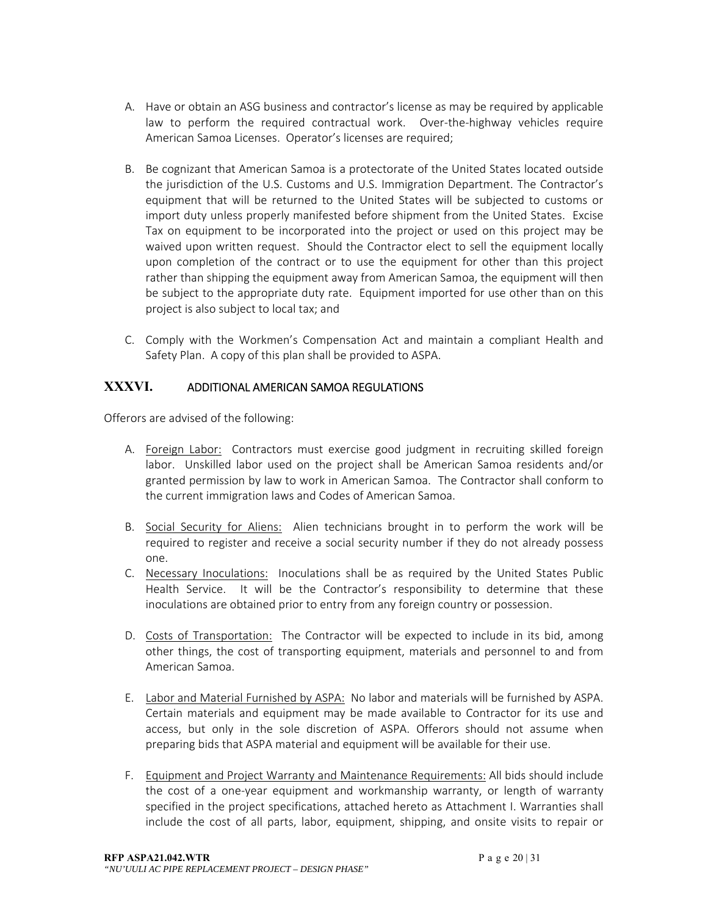A. Have or obtain an ASG business and contractor's license as may be required by applicable law to perform the required contractual work. Over-the-highway vehicles require American Samoa Licenses. Operator's licenses are required;

B. Be cognizant that American Samoa is a protectorate of the United States located outside the jurisdiction of the U.S. Customs and U.S. Immigration Department. The Contractor's equipment that will be returned to the United States will be subjected to customs or import duty unless properly manifested before shipment from the United States. Excise Tax on equipment to be incorporated into the project or used on this project may be waived upon written request. Should the Contractor elect to sell the equipment locally upon completion of the contract or to use the equipment for other than this project rather than shipping the equipment away from American Samoa, the equipment will then be subject to the appropriate duty rate. Equipment imported for use other than on this project is also subject to local tax; and

C. Comply with the Workmen's Compensation Act and maintain a compliant Health and Safety Plan. A copy of this plan shall be provided to ASPA.

## XXXVI. ADDITIONAL AMERICAN SAMOA REGULATIONS

Offerors are advised of the following:

A. Foreign Labor: Contractors must exercise good judgment in recruiting skilled foreign labor. Unskilled labor used on the project shall be American Samoa residents and/or granted permission by law to work in American Samoa. The Contractor shall conform to the current immigration laws and Codes of American Samoa.

B. Social Security for Aliens: Alien technicians brought in to perform the work will be required to register and receive a social security number if they do not already possess one.

C. Necessary Inoculations: Inoculations shall be as required by the United States Public Health Service. It will be the Contractor's responsibility to determine that these inoculations are obtained prior to entry from any foreign country or possession.

D. Costs of Transportation: The Contractor will be expected to include in its bid, among other things, the cost of transporting equipment, materials and personnel to and from American Samoa.

E. Labor and Material Furnished by ASPA: No labor and materials will be furnished by ASPA. Certain materials and equipment may be made available to Contractor for its use and access, but only in the sole discretion of ASPA. Offerors should not assume when preparing bids that ASPA material and equipment will be available for their use.

F. Equipment and Project Warranty and Maintenance Requirements: All bids should include the cost of a one-year equipment and workmanship warranty, or length of warranty specified in the project specifications, attached hereto as Attachment I. Warranties shall include the cost of all parts, labor, equipment, shipping, and onsite visits to repair or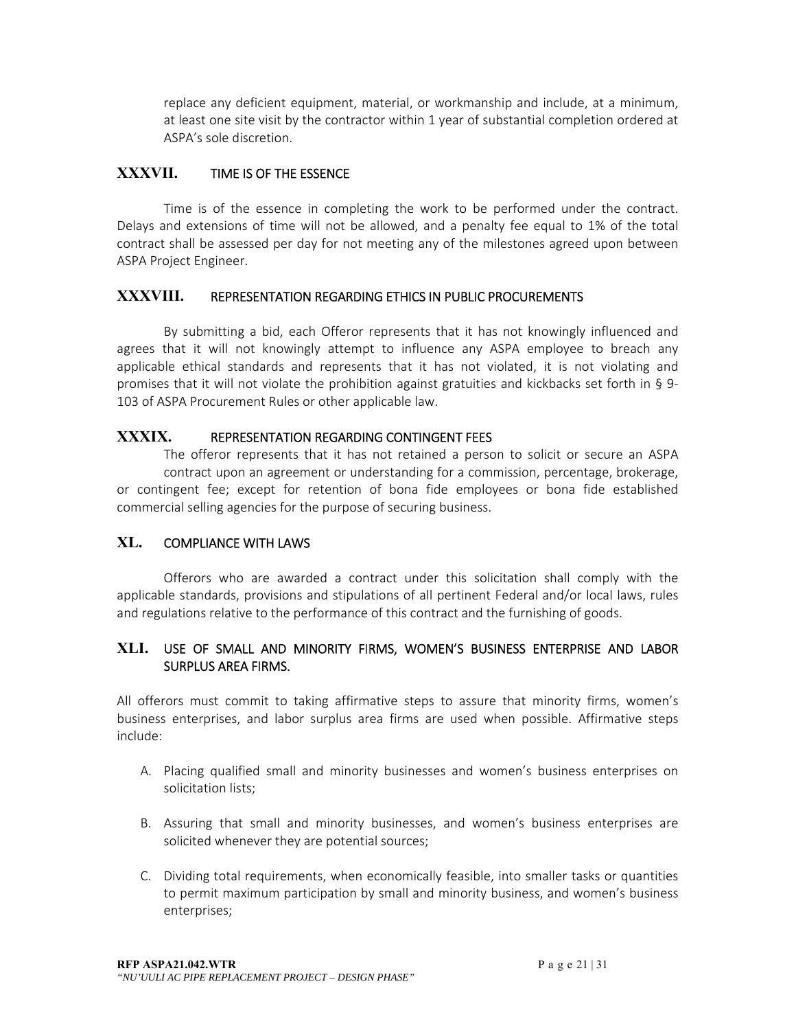replace any deficient equipment, material, or workmanship and include, at a minimum, at least one site visit by the contractor within 1 year of substantial completion ordered at ASPA's sole discretion.

## XXXVII. TIME IS OF THE ESSENCE

Time is of the essence in completing the work to be performed under the contract. Delays and extensions of time will not be allowed, and a penalty fee equal to 1% of the total contract shall be assessed per day for not meeting any of the milestones agreed upon between ASPA Project Engineer.

## XXXVIII. REPRESENTATION REGARDING ETHICS IN PUBLIC PROCUREMENTS

By submitting a bid, each Offeror represents that it has not knowingly influenced and agrees that it will not knowingly attempt to influence any ASPA employee to breach any applicable ethical standards and represents that it has not violated, it is not violating and promises that it will not violate the prohibition against gratuities and kickbacks set forth in § 9-103 of ASPA Procurement Rules or other applicable law.

## XXXIX. REPRESENTATION REGARDING CONTINGENT FEES

The offeror represents that it has not retained a person to solicit or secure an ASPA contract upon an agreement or understanding for a commission, percentage, brokerage, or contingent fee; except for retention of bona fide employees or bona fide established commercial selling agencies for the purpose of securing business.

## XL. COMPLIANCE WITH LAWS

Offerors who are awarded a contract under this solicitation shall comply with the applicable standards, provisions and stipulations of all pertinent Federal and/or local laws, rules and regulations relative to the performance of this contract and the furnishing of goods.

## XLI. USE OF SMALL AND MINORITY FIRMS, WOMEN'S BUSINESS ENTERPRISE AND LABOR SURPLUS AREA FIRMS.

All offerors must commit to taking affirmative steps to assure that minority firms, women's business enterprises, and labor surplus area firms are used when possible. Affirmative steps include:

A. Placing qualified small and minority businesses and women's business enterprises on solicitation lists;

B. Assuring that small and minority businesses, and women's business enterprises are solicited whenever they are potential sources;

C. Dividing total requirements, when economically feasible, into smaller tasks or quantities to permit maximum participation by small and minority business, and women's business enterprises;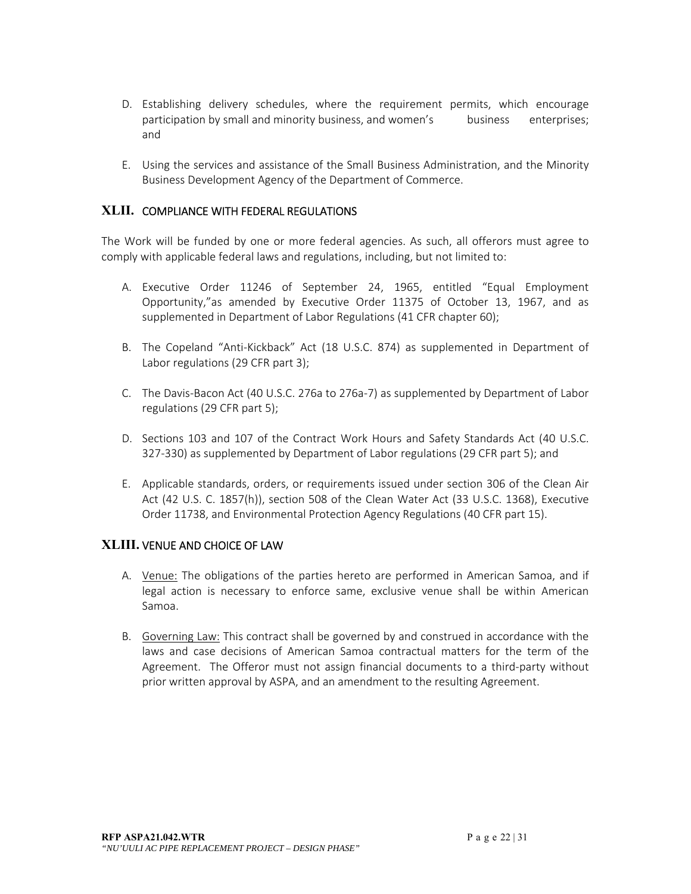D. Establishing delivery schedules, where the requirement permits, which encourage participation by small and minority business, and women's business enterprises; and

E. Using the services and assistance of the Small Business Administration, and the Minority Business Development Agency of the Department of Commerce.

## XLII. COMPLIANCE WITH FEDERAL REGULATIONS

The Work will be funded by one or more federal agencies. As such, all offerors must agree to comply with applicable federal laws and regulations, including, but not limited to:

A. Executive Order 11246 of September 24, 1965, entitled "Equal Employment Opportunity,"as amended by Executive Order 11375 of October 13, 1967, and as supplemented in Department of Labor Regulations (41 CFR chapter 60);

B. The Copeland "Anti-Kickback" Act (18 U.S.C. 874) as supplemented in Department of Labor regulations (29 CFR part 3);

C. The Davis-Bacon Act (40 U.S.C. 276a to 276a-7) as supplemented by Department of Labor regulations (29 CFR part 5);

D. Sections 103 and 107 of the Contract Work Hours and Safety Standards Act (40 U.S.C. 327-330) as supplemented by Department of Labor regulations (29 CFR part 5); and

E. Applicable standards, orders, or requirements issued under section 306 of the Clean Air Act (42 U.S. C. 1857(h)), section 508 of the Clean Water Act (33 U.S.C. 1368), Executive Order 11738, and Environmental Protection Agency Regulations (40 CFR part 15).

## XLIII. VENUE AND CHOICE OF LAW

A. <u>Venue:</u> The obligations of the parties hereto are performed in American Samoa, and if legal action is necessary to enforce same, exclusive venue shall be within American Samoa.

B. <u>Governing Law:</u> This contract shall be governed by and construed in accordance with the laws and case decisions of American Samoa contractual matters for the term of the Agreement. The Offeror must not assign financial documents to a third-party without prior written approval by ASPA, and an amendment to the resulting Agreement.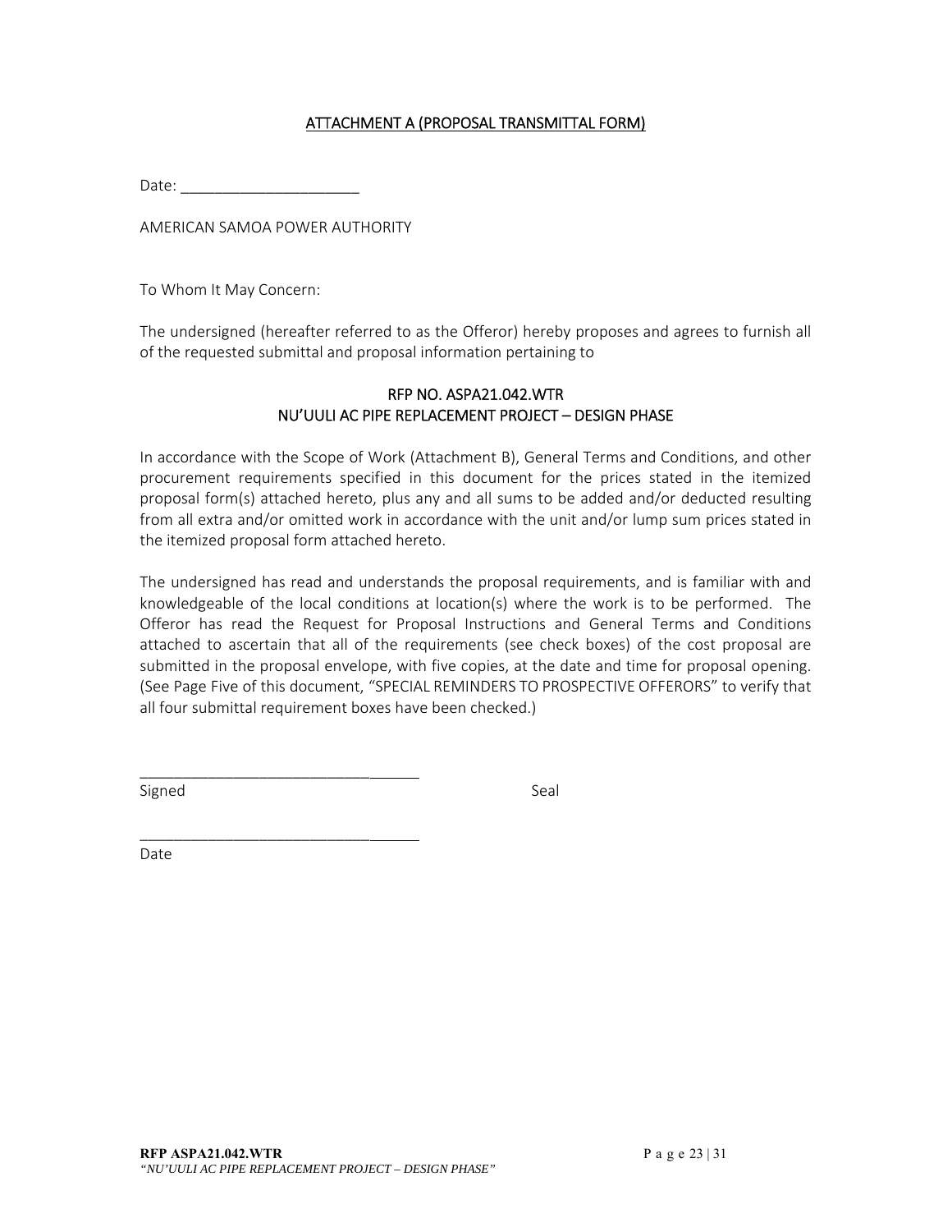## ATTACHMENT A (PROPOSAL TRANSMITTAL FORM)

Date: _____________________

AMERICAN SAMOA POWER AUTHORITY

To Whom It May Concern:

The undersigned (hereafter referred to as the Offeror) hereby proposes and agrees to furnish all of the requested submittal and proposal information pertaining to

**RFP NO. ASPA21.042.WTR**
**NU'UULI AC PIPE REPLACEMENT PROJECT – DESIGN PHASE**

In accordance with the Scope of Work (Attachment B), General Terms and Conditions, and other procurement requirements specified in this document for the prices stated in the itemized proposal form(s) attached hereto, plus any and all sums to be added and/or deducted resulting from all extra and/or omitted work in accordance with the unit and/or lump sum prices stated in the itemized proposal form attached hereto.

The undersigned has read and understands the proposal requirements, and is familiar with and knowledgeable of the local conditions at location(s) where the work is to be performed. The Offeror has read the Request for Proposal Instructions and General Terms and Conditions attached to ascertain that all of the requirements (see check boxes) of the cost proposal are submitted in the proposal envelope, with five copies, at the date and time for proposal opening. (See Page Five of this document, "SPECIAL REMINDERS TO PROSPECTIVE OFFERORS" to verify that all four submittal requirement boxes have been checked.)

_________________________________
Signed                                        Seal

_________________________________
Date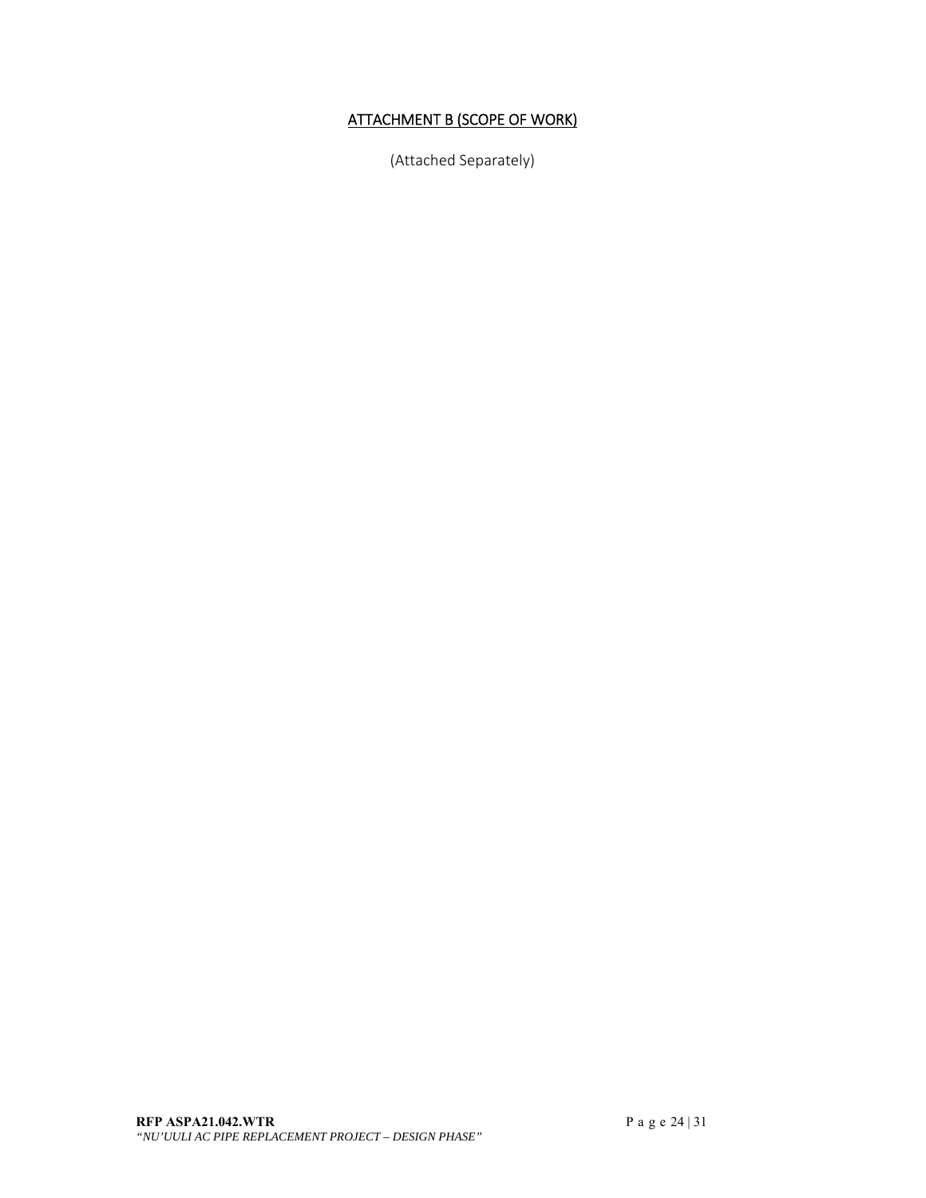## ATTACHMENT B (SCOPE OF WORK)

(Attached Separately)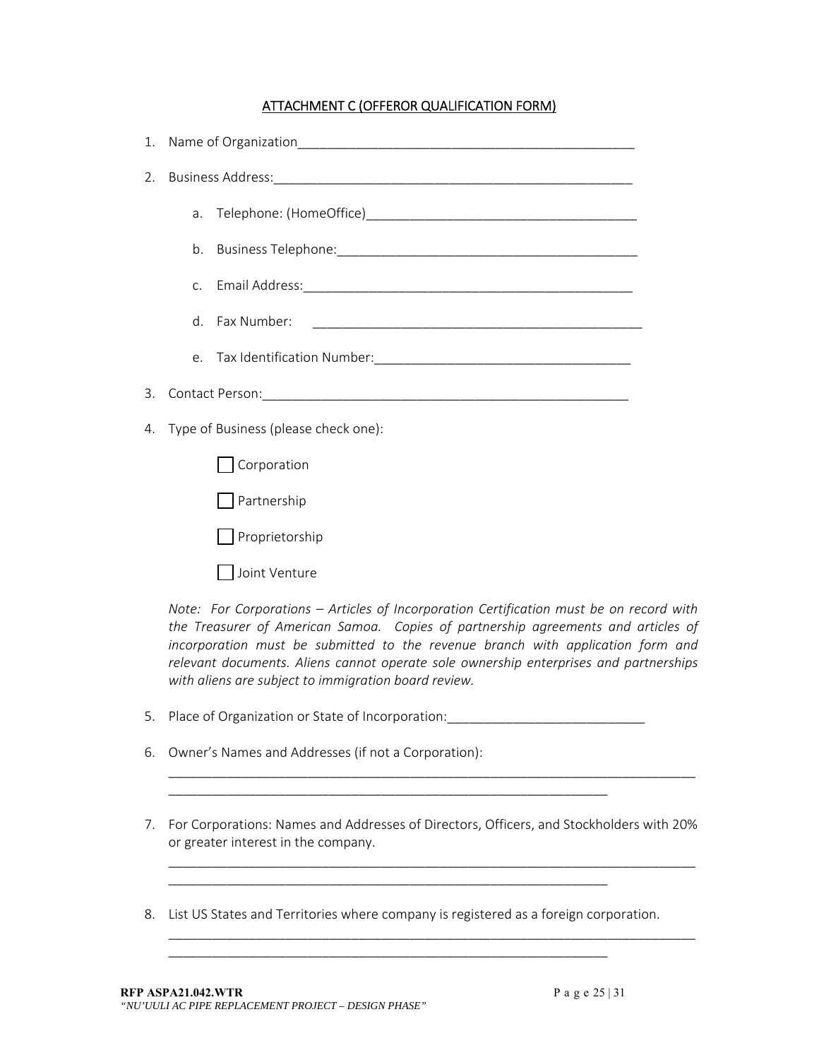## ATTACHMENT C (OFFEROR QUALIFICATION FORM)

1. Name of Organization_______________________________________________
2. Business Address:__________________________________________________
   a. Telephone: (HomeOffice)_____________________________________
   b. Business Telephone:__________________________________________
   c. Email Address:______________________________________________
   d. Fax Number: _______________________________________________
   e. Tax Identification Number:___________________________________
3. Contact Person:____________________________________________________
4. Type of Business (please check one):

   ☐ Corporation

   ☐ Partnership

   ☐ Proprietorship

   ☐ Joint Venture

   *Note: For Corporations – Articles of Incorporation Certification must be on record with the Treasurer of American Samoa. Copies of partnership agreements and articles of incorporation must be submitted to the revenue branch with application form and relevant documents. Aliens cannot operate sole ownership enterprises and partnerships with aliens are subject to immigration board review.*

5. Place of Organization or State of Incorporation:___________________________
6. Owner's Names and Addresses (if not a Corporation):

   ___________________________________________________________________________
   _______________________________________________________________

7. For Corporations: Names and Addresses of Directors, Officers, and Stockholders with 20% or greater interest in the company.

   ___________________________________________________________________________
   _______________________________________________________________

8. List US States and Territories where company is registered as a foreign corporation.

   ___________________________________________________________________________
   _______________________________________________________________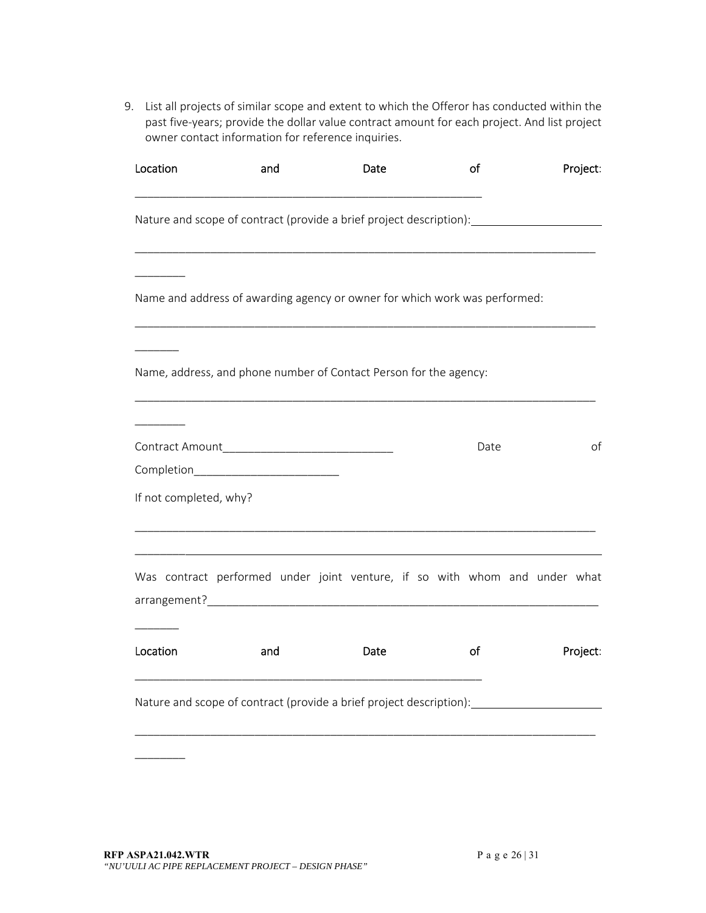9. List all projects of similar scope and extent to which the Offeror has conducted within the past five-years; provide the dollar value contract amount for each project. And list project owner contact information for reference inquiries.

Location and Date of Project:

_________________________________________________________

Nature and scope of contract (provide a brief project description):_____________________

____________________________________________________________________________

________

Name and address of awarding agency or owner for which work was performed:

____________________________________________________________________________

_______

Name, address, and phone number of Contact Person for the agency:

____________________________________________________________________________

________

Contract Amount____________________________ Date of Completion________________________

If not completed, why?

____________________________________________________________________________

____________________________________________________________________________

Was contract performed under joint venture, if so with whom and under what arrangement?_________________________________________________________________

_______

Location and Date of Project:

_________________________________________________________

Nature and scope of contract (provide a brief project description):_____________________

____________________________________________________________________________

________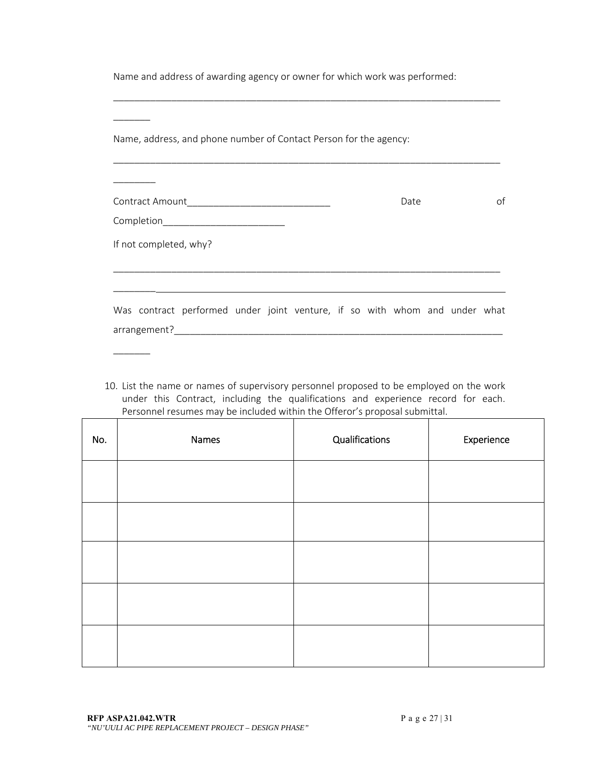Name and address of awarding agency or owner for which work was performed:

_____________________________________________________________________________

_______

Name, address, and phone number of Contact Person for the agency:

_____________________________________________________________________________

________

Contract Amount___________________________ Date of Completion_______________________

If not completed, why?

_____________________________________________________________________________

_____________________________________________________________________________

Was contract performed under joint venture, if so with whom and under what arrangement?_______________________________________________________________

_______

10. List the name or names of supervisory personnel proposed to be employed on the work under this Contract, including the qualifications and experience record for each. Personnel resumes may be included within the Offeror's proposal submittal.

| No. | Names | Qualifications | Experience |
|---|---|---|---|
| | | | |
| | | | |
| | | | |
| | | | |
| | | | |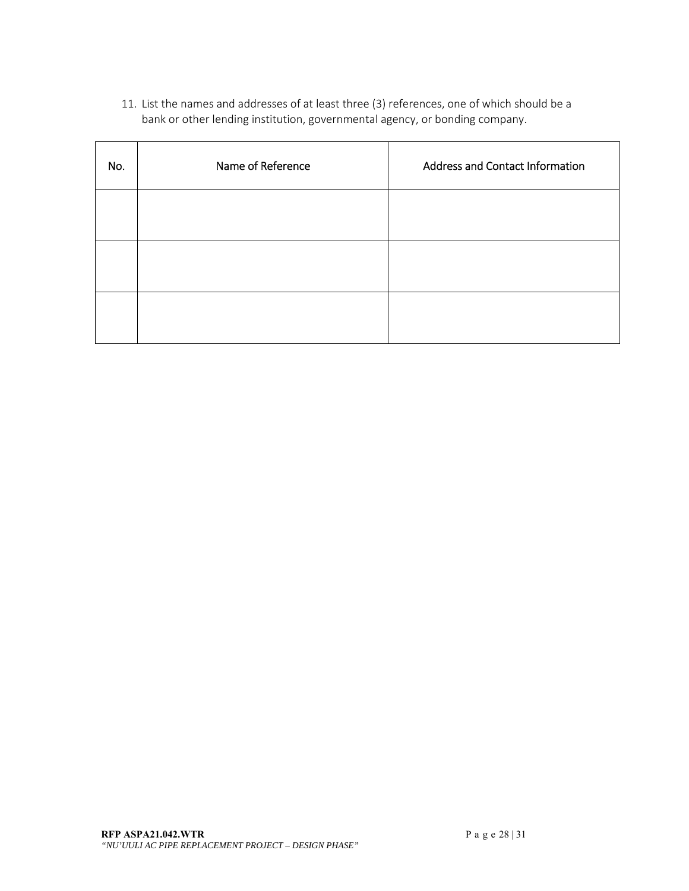11. List the names and addresses of at least three (3) references, one of which should be a bank or other lending institution, governmental agency, or bonding company.

| No. | Name of Reference | Address and Contact Information |
|---|---|---|
| | | |
| | | |
| | | |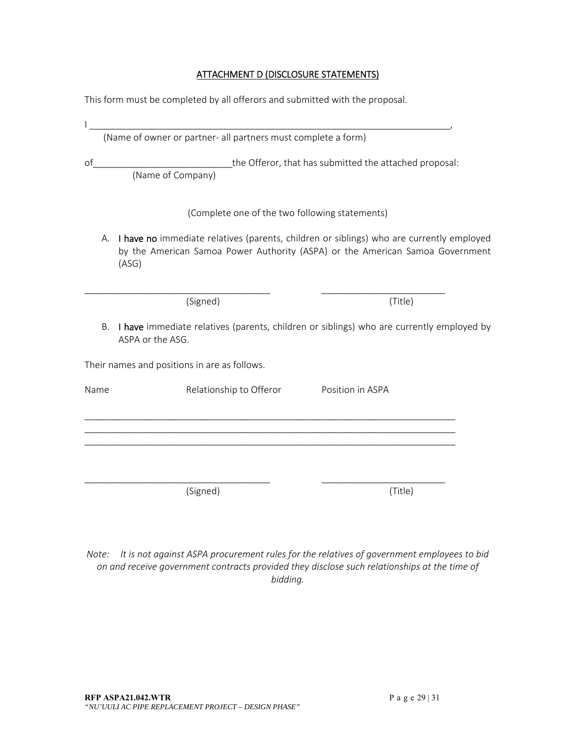## ATTACHMENT D (DISCLOSURE STATEMENTS)

This form must be completed by all offerors and submitted with the proposal.

I ___________________________________________________________________________,
(Name of owner or partner- all partners must complete a form)

of___________________________the Offeror, that has submitted the attached proposal:
(Name of Company)

(Complete one of the two following statements)

A. **I have no** immediate relatives (parents, children or siblings) who are currently employed by the American Samoa Power Authority (ASPA) or the American Samoa Government (ASG)

_____________________________________ ________________________
(Signed) (Title)

B. **I have** immediate relatives (parents, children or siblings) who are currently employed by ASPA or the ASG.

Their names and positions in are as follows.

| Name | Relationship to Offeror | Position in ASPA |
| --- | --- | --- |
| | | |
| | | |
| | | |

_____________________________________ ________________________
(Signed) (Title)

*Note: It is not against ASPA procurement rules for the relatives of government employees to bid on and receive government contracts provided they disclose such relationships at the time of bidding.*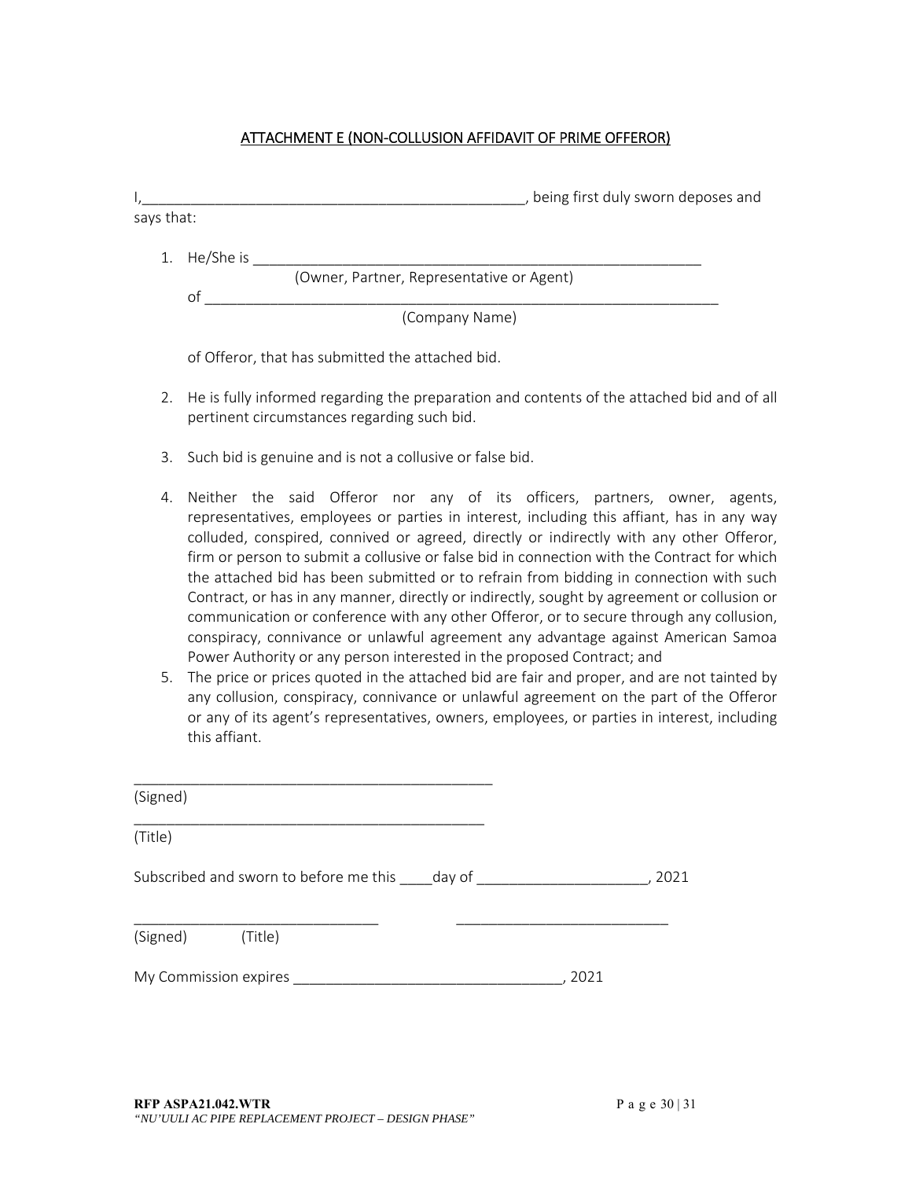## ATTACHMENT E (NON-COLLUSION AFFIDAVIT OF PRIME OFFEROR)

I,_______________________________________________, being first duly sworn deposes and says that:

1. He/She is _______________________________________________________
   (Owner, Partner, Representative or Agent)
   of ______________________________________________________________
   (Company Name)

   of Offeror, that has submitted the attached bid.

2. He is fully informed regarding the preparation and contents of the attached bid and of all pertinent circumstances regarding such bid.

3. Such bid is genuine and is not a collusive or false bid.

4. Neither the said Offeror nor any of its officers, partners, owner, agents, representatives, employees or parties in interest, including this affiant, has in any way colluded, conspired, connived or agreed, directly or indirectly with any other Offeror, firm or person to submit a collusive or false bid in connection with the Contract for which the attached bid has been submitted or to refrain from bidding in connection with such Contract, or has in any manner, directly or indirectly, sought by agreement or collusion or communication or conference with any other Offeror, or to secure through any collusion, conspiracy, connivance or unlawful agreement any advantage against American Samoa Power Authority or any person interested in the proposed Contract; and
5. The price or prices quoted in the attached bid are fair and proper, and are not tainted by any collusion, conspiracy, connivance or unlawful agreement on the part of the Offeror or any of its agent's representatives, owners, employees, or parties in interest, including this affiant.

_____________________________________________
(Signed)

_____________________________________________
(Title)

Subscribed and sworn to before me this ____day of ____________________, 2021

______________________________          __________________________
(Signed)          (Title)

My Commission expires ________________________________, 2021

**RFP ASPA21.042.WTR**
*"NU'UULI AC PIPE REPLACEMENT PROJECT – DESIGN PHASE"*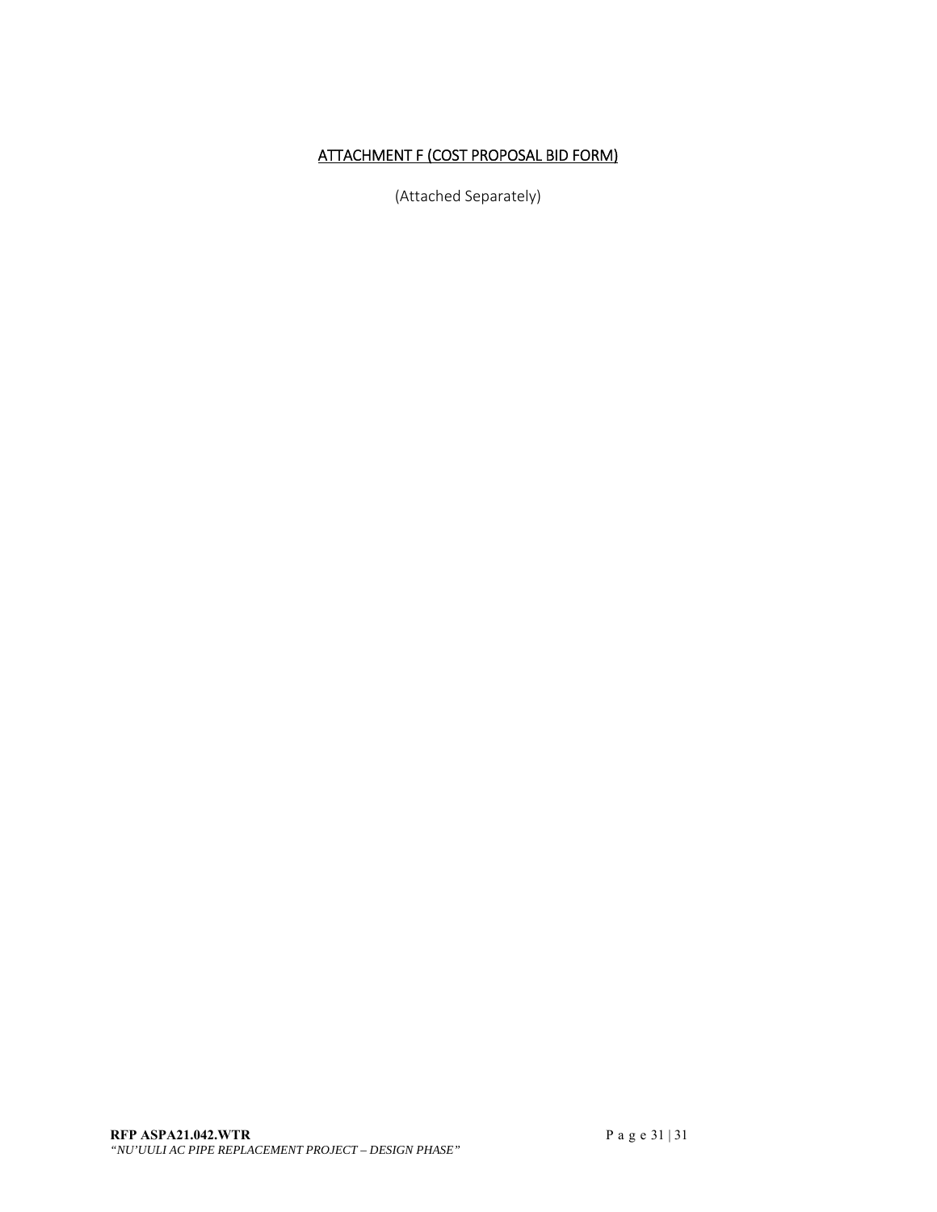## ATTACHMENT F (COST PROPOSAL BID FORM)

(Attached Separately)